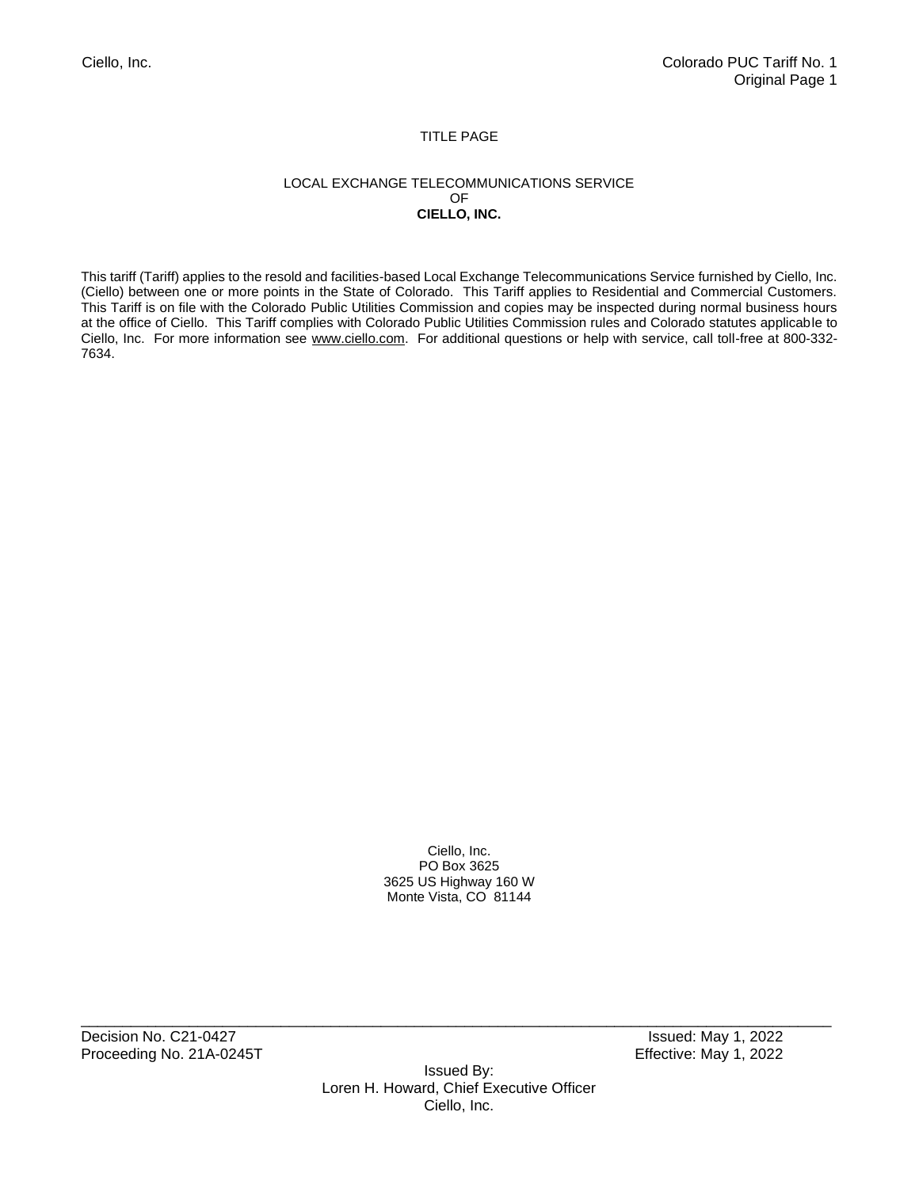# TITLE PAGE

## LOCAL EXCHANGE TELECOMMUNICATIONS SERVICE
## OF
## CIELLO, INC.

This tariff (Tariff) applies to the resold and facilities-based Local Exchange Telecommunications Service furnished by Ciello, Inc. (Ciello) between one or more points in the State of Colorado. This Tariff applies to Residential and Commercial Customers. This Tariff is on file with the Colorado Public Utilities Commission and copies may be inspected during normal business hours at the office of Ciello. This Tariff complies with Colorado Public Utilities Commission rules and Colorado statutes applicable to Ciello, Inc. For more information see www.ciello.com. For additional questions or help with service, call toll-free at 800-332-7634.

Ciello, Inc.
PO Box 3625
3625 US Highway 160 W
Monte Vista, CO 81144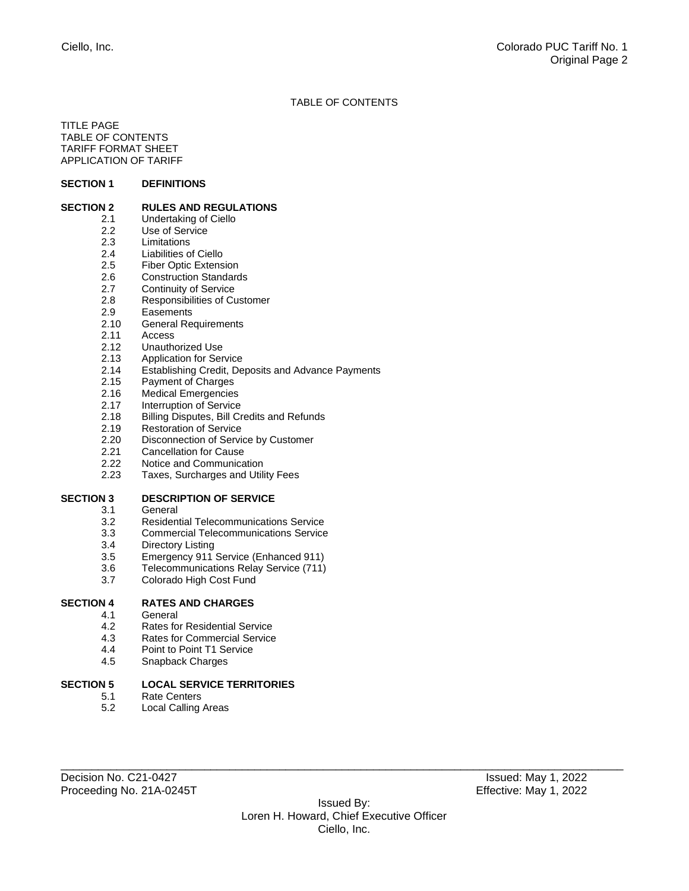# TABLE OF CONTENTS

TITLE PAGE
TABLE OF CONTENTS
TARIFF FORMAT SHEET
APPLICATION OF TARIFF

**SECTION 1 DEFINITIONS**

**SECTION 2 RULES AND REGULATIONS**

- 2.1 Undertaking of Ciello
- 2.2 Use of Service
- 2.3 Limitations
- 2.4 Liabilities of Ciello
- 2.5 Fiber Optic Extension
- 2.6 Construction Standards
- 2.7 Continuity of Service
- 2.8 Responsibilities of Customer
- 2.9 Easements
- 2.10 General Requirements
- 2.11 Access
- 2.12 Unauthorized Use
- 2.13 Application for Service
- 2.14 Establishing Credit, Deposits and Advance Payments
- 2.15 Payment of Charges
- 2.16 Medical Emergencies
- 2.17 Interruption of Service
- 2.18 Billing Disputes, Bill Credits and Refunds
- 2.19 Restoration of Service
- 2.20 Disconnection of Service by Customer
- 2.21 Cancellation for Cause
- 2.22 Notice and Communication
- 2.23 Taxes, Surcharges and Utility Fees

**SECTION 3 DESCRIPTION OF SERVICE**

- 3.1 General
- 3.2 Residential Telecommunications Service
- 3.3 Commercial Telecommunications Service
- 3.4 Directory Listing
- 3.5 Emergency 911 Service (Enhanced 911)
- 3.6 Telecommunications Relay Service (711)
- 3.7 Colorado High Cost Fund

**SECTION 4 RATES AND CHARGES**

- 4.1 General
- 4.2 Rates for Residential Service
- 4.3 Rates for Commercial Service
- 4.4 Point to Point T1 Service
- 4.5 Snapback Charges

**SECTION 5 LOCAL SERVICE TERRITORIES**

- 5.1 Rate Centers
- 5.2 Local Calling Areas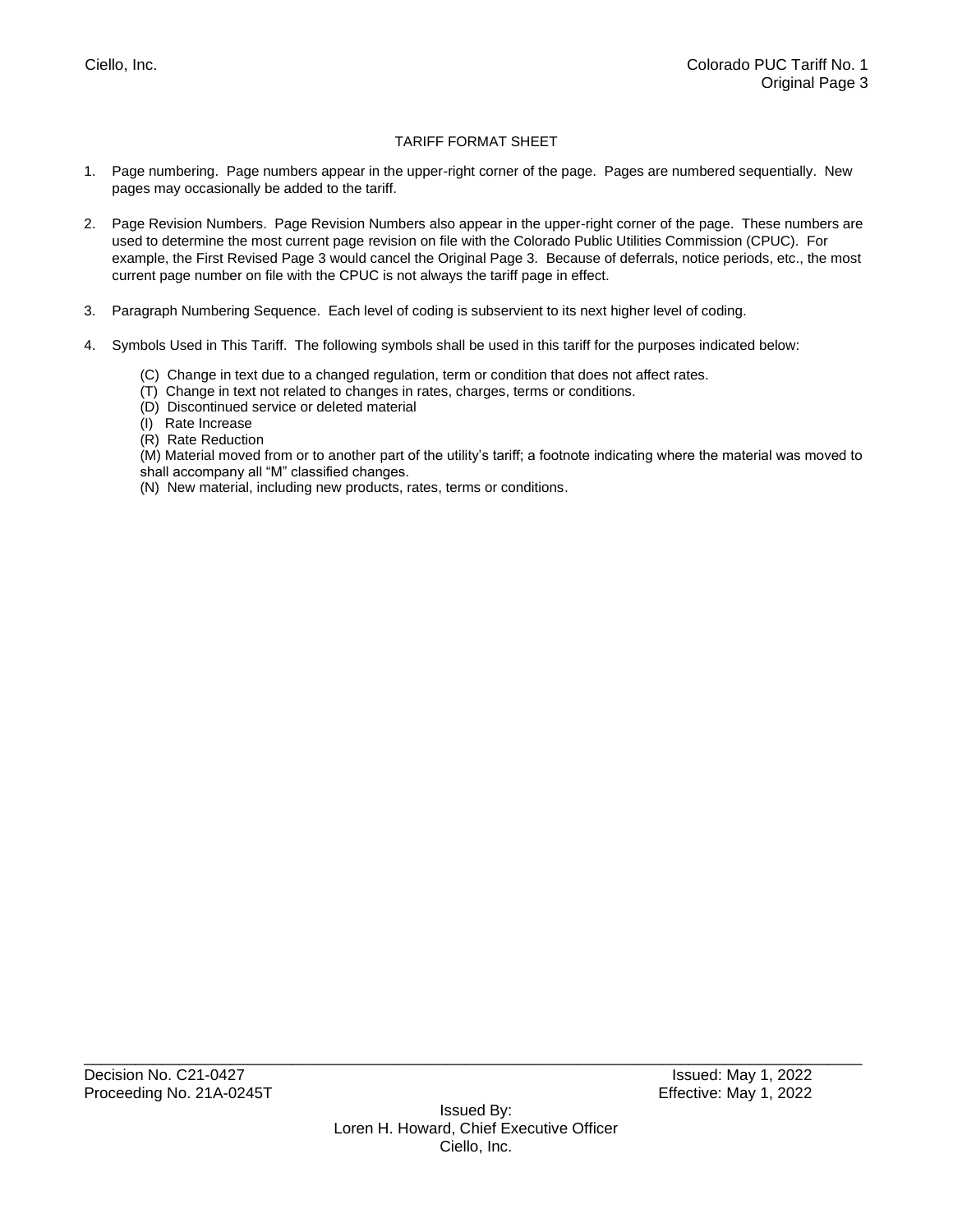# TARIFF FORMAT SHEET

1. Page numbering. Page numbers appear in the upper-right corner of the page. Pages are numbered sequentially. New pages may occasionally be added to the tariff.

2. Page Revision Numbers. Page Revision Numbers also appear in the upper-right corner of the page. These numbers are used to determine the most current page revision on file with the Colorado Public Utilities Commission (CPUC). For example, the First Revised Page 3 would cancel the Original Page 3. Because of deferrals, notice periods, etc., the most current page number on file with the CPUC is not always the tariff page in effect.

3. Paragraph Numbering Sequence. Each level of coding is subservient to its next higher level of coding.

4. Symbols Used in This Tariff. The following symbols shall be used in this tariff for the purposes indicated below:

   (C) Change in text due to a changed regulation, term or condition that does not affect rates.
   (T) Change in text not related to changes in rates, charges, terms or conditions.
   (D) Discontinued service or deleted material
   (I) Rate Increase
   (R) Rate Reduction
   (M) Material moved from or to another part of the utility's tariff; a footnote indicating where the material was moved to shall accompany all "M" classified changes.
   (N) New material, including new products, rates, terms or conditions.

---

Decision No. C21-0427 Issued: May 1, 2022
Proceeding No. 21A-0245T Effective: May 1, 2022

Issued By:
Loren H. Howard, Chief Executive Officer
Ciello, Inc.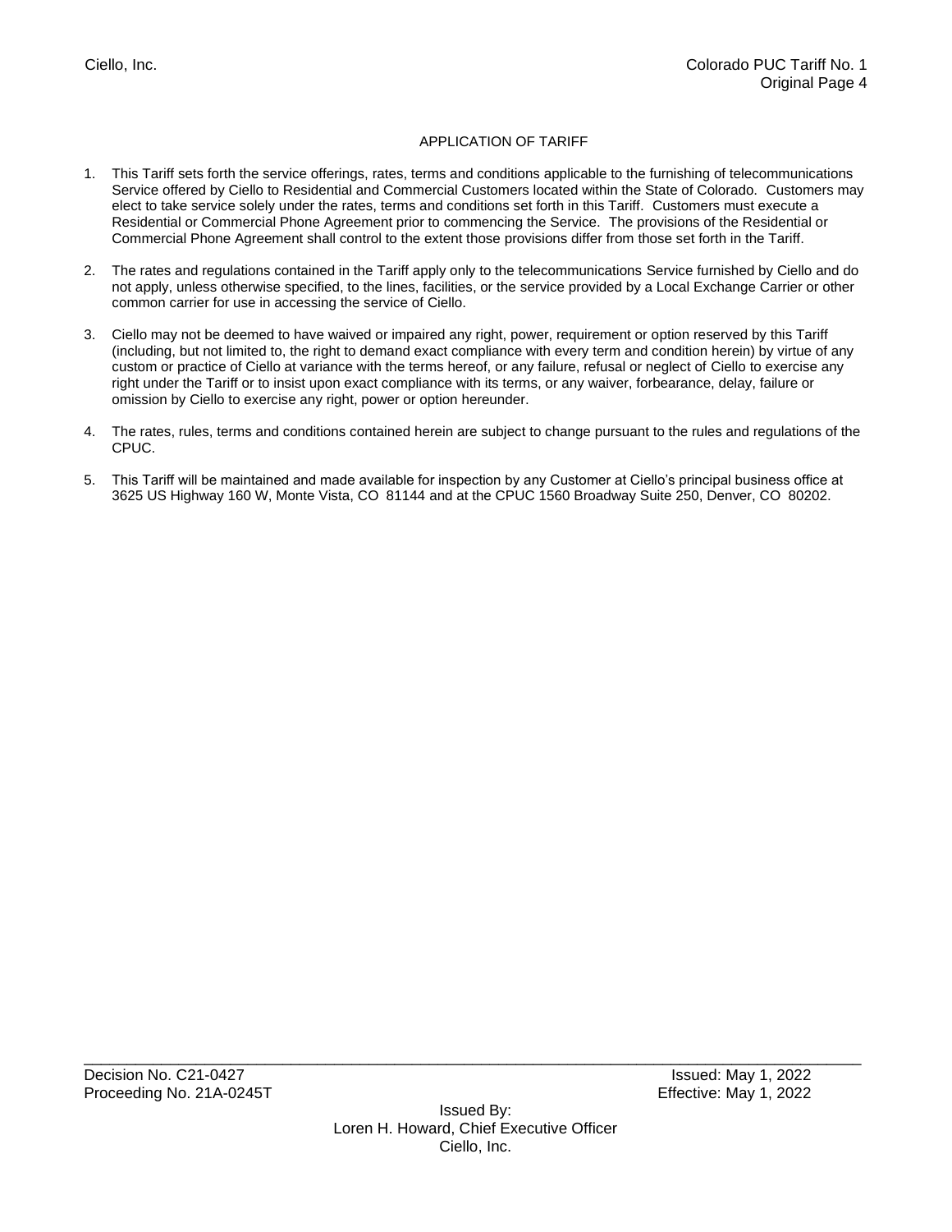## APPLICATION OF TARIFF

1. This Tariff sets forth the service offerings, rates, terms and conditions applicable to the furnishing of telecommunications Service offered by Ciello to Residential and Commercial Customers located within the State of Colorado. Customers may elect to take service solely under the rates, terms and conditions set forth in this Tariff. Customers must execute a Residential or Commercial Phone Agreement prior to commencing the Service. The provisions of the Residential or Commercial Phone Agreement shall control to the extent those provisions differ from those set forth in the Tariff.

2. The rates and regulations contained in the Tariff apply only to the telecommunications Service furnished by Ciello and do not apply, unless otherwise specified, to the lines, facilities, or the service provided by a Local Exchange Carrier or other common carrier for use in accessing the service of Ciello.

3. Ciello may not be deemed to have waived or impaired any right, power, requirement or option reserved by this Tariff (including, but not limited to, the right to demand exact compliance with every term and condition herein) by virtue of any custom or practice of Ciello at variance with the terms hereof, or any failure, refusal or neglect of Ciello to exercise any right under the Tariff or to insist upon exact compliance with its terms, or any waiver, forbearance, delay, failure or omission by Ciello to exercise any right, power or option hereunder.

4. The rates, rules, terms and conditions contained herein are subject to change pursuant to the rules and regulations of the CPUC.

5. This Tariff will be maintained and made available for inspection by any Customer at Ciello's principal business office at 3625 US Highway 160 W, Monte Vista, CO 81144 and at the CPUC 1560 Broadway Suite 250, Denver, CO 80202.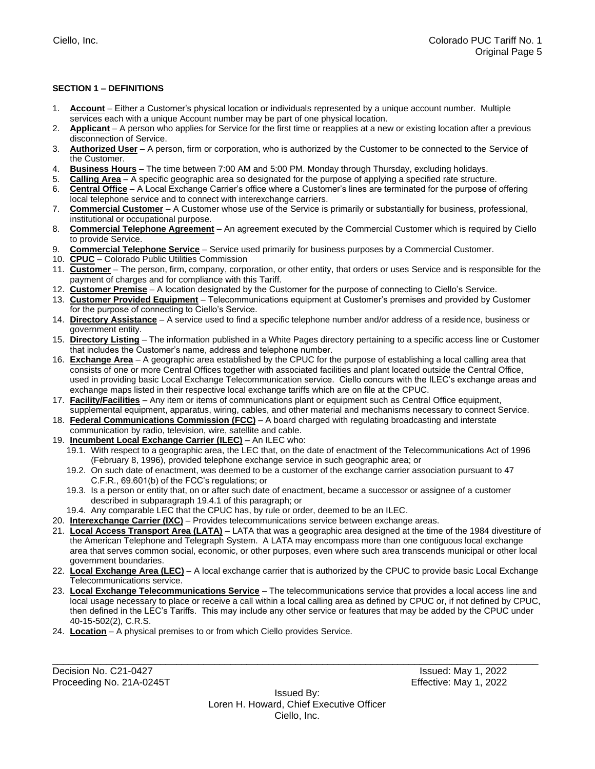**SECTION 1 – DEFINITIONS**

1. **Account** – Either a Customer's physical location or individuals represented by a unique account number. Multiple services each with a unique Account number may be part of one physical location.
2. **Applicant** – A person who applies for Service for the first time or reapplies at a new or existing location after a previous disconnection of Service.
3. **Authorized User** – A person, firm or corporation, who is authorized by the Customer to be connected to the Service of the Customer.
4. **Business Hours** – The time between 7:00 AM and 5:00 PM. Monday through Thursday, excluding holidays.
5. **Calling Area** – A specific geographic area so designated for the purpose of applying a specified rate structure.
6. **Central Office** – A Local Exchange Carrier's office where a Customer's lines are terminated for the purpose of offering local telephone service and to connect with interexchange carriers.
7. **Commercial Customer** – A Customer whose use of the Service is primarily or substantially for business, professional, institutional or occupational purpose.
8. **Commercial Telephone Agreement** – An agreement executed by the Commercial Customer which is required by Ciello to provide Service.
9. **Commercial Telephone Service** – Service used primarily for business purposes by a Commercial Customer.
10. **CPUC** – Colorado Public Utilities Commission
11. **Customer** – The person, firm, company, corporation, or other entity, that orders or uses Service and is responsible for the payment of charges and for compliance with this Tariff.
12. **Customer Premise** – A location designated by the Customer for the purpose of connecting to Ciello's Service.
13. **Customer Provided Equipment** – Telecommunications equipment at Customer's premises and provided by Customer for the purpose of connecting to Ciello's Service.
14. **Directory Assistance** – A service used to find a specific telephone number and/or address of a residence, business or government entity.
15. **Directory Listing** – The information published in a White Pages directory pertaining to a specific access line or Customer that includes the Customer's name, address and telephone number.
16. **Exchange Area** – A geographic area established by the CPUC for the purpose of establishing a local calling area that consists of one or more Central Offices together with associated facilities and plant located outside the Central Office, used in providing basic Local Exchange Telecommunication service. Ciello concurs with the ILEC's exchange areas and exchange maps listed in their respective local exchange tariffs which are on file at the CPUC.
17. **Facility/Facilities** – Any item or items of communications plant or equipment such as Central Office equipment, supplemental equipment, apparatus, wiring, cables, and other material and mechanisms necessary to connect Service.
18. **Federal Communications Commission (FCC)** – A board charged with regulating broadcasting and interstate communication by radio, television, wire, satellite and cable.
19. **Incumbent Local Exchange Carrier (ILEC)** – An ILEC who:
    - 19.1. With respect to a geographic area, the LEC that, on the date of enactment of the Telecommunications Act of 1996 (February 8, 1996), provided telephone exchange service in such geographic area; or
    - 19.2. On such date of enactment, was deemed to be a customer of the exchange carrier association pursuant to 47 C.F.R., 69.601(b) of the FCC's regulations; or
    - 19.3. Is a person or entity that, on or after such date of enactment, became a successor or assignee of a customer described in subparagraph 19.4.1 of this paragraph; or
    - 19.4. Any comparable LEC that the CPUC has, by rule or order, deemed to be an ILEC.
20. **Interexchange Carrier (IXC)** – Provides telecommunications service between exchange areas.
21. **Local Access Transport Area (LATA)** – LATA that was a geographic area designed at the time of the 1984 divestiture of the American Telephone and Telegraph System. A LATA may encompass more than one contiguous local exchange area that serves common social, economic, or other purposes, even where such area transcends municipal or other local government boundaries.
22. **Local Exchange Area (LEC)** – A local exchange carrier that is authorized by the CPUC to provide basic Local Exchange Telecommunications service.
23. **Local Exchange Telecommunications Service** – The telecommunications service that provides a local access line and local usage necessary to place or receive a call within a local calling area as defined by CPUC or, if not defined by CPUC, then defined in the LEC's Tariffs. This may include any other service or features that may be added by the CPUC under 40-15-502(2), C.R.S.
24. **Location** – A physical premises to or from which Ciello provides Service.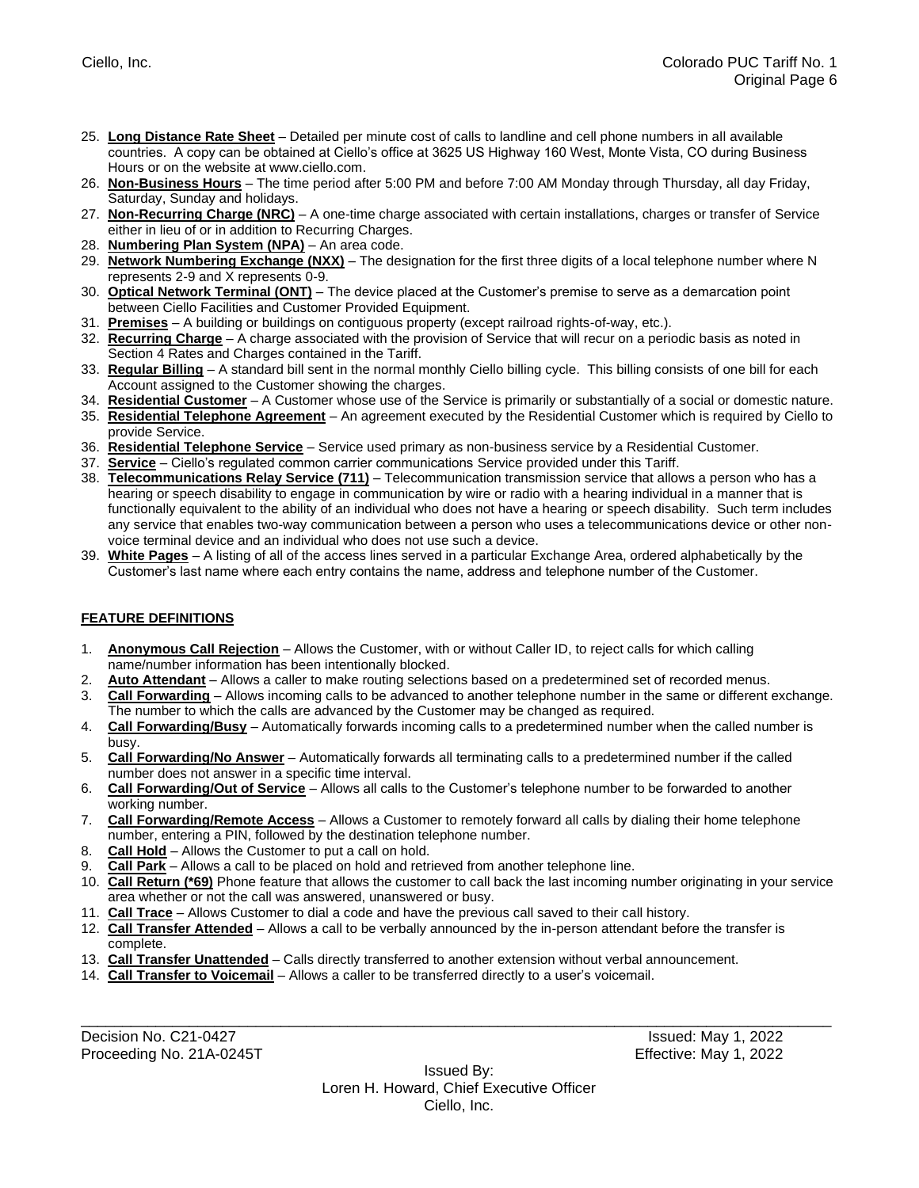25. **Long Distance Rate Sheet** – Detailed per minute cost of calls to landline and cell phone numbers in all available countries. A copy can be obtained at Ciello's office at 3625 US Highway 160 West, Monte Vista, CO during Business Hours or on the website at www.ciello.com.
26. **Non-Business Hours** – The time period after 5:00 PM and before 7:00 AM Monday through Thursday, all day Friday, Saturday, Sunday and holidays.
27. **Non-Recurring Charge (NRC)** – A one-time charge associated with certain installations, charges or transfer of Service either in lieu of or in addition to Recurring Charges.
28. **Numbering Plan System (NPA)** – An area code.
29. **Network Numbering Exchange (NXX)** – The designation for the first three digits of a local telephone number where N represents 2-9 and X represents 0-9.
30. **Optical Network Terminal (ONT)** – The device placed at the Customer's premise to serve as a demarcation point between Ciello Facilities and Customer Provided Equipment.
31. **Premises** – A building or buildings on contiguous property (except railroad rights-of-way, etc.).
32. **Recurring Charge** – A charge associated with the provision of Service that will recur on a periodic basis as noted in Section 4 Rates and Charges contained in the Tariff.
33. **Regular Billing** – A standard bill sent in the normal monthly Ciello billing cycle. This billing consists of one bill for each Account assigned to the Customer showing the charges.
34. **Residential Customer** – A Customer whose use of the Service is primarily or substantially of a social or domestic nature.
35. **Residential Telephone Agreement** – An agreement executed by the Residential Customer which is required by Ciello to provide Service.
36. **Residential Telephone Service** – Service used primary as non-business service by a Residential Customer.
37. **Service** – Ciello's regulated common carrier communications Service provided under this Tariff.
38. **Telecommunications Relay Service (711)** – Telecommunication transmission service that allows a person who has a hearing or speech disability to engage in communication by wire or radio with a hearing individual in a manner that is functionally equivalent to the ability of an individual who does not have a hearing or speech disability. Such term includes any service that enables two-way communication between a person who uses a telecommunications device or other non-voice terminal device and an individual who does not use such a device.
39. **White Pages** – A listing of all of the access lines served in a particular Exchange Area, ordered alphabetically by the Customer's last name where each entry contains the name, address and telephone number of the Customer.

## FEATURE DEFINITIONS

1. **Anonymous Call Rejection** – Allows the Customer, with or without Caller ID, to reject calls for which calling name/number information has been intentionally blocked.
2. **Auto Attendant** – Allows a caller to make routing selections based on a predetermined set of recorded menus.
3. **Call Forwarding** – Allows incoming calls to be advanced to another telephone number in the same or different exchange. The number to which the calls are advanced by the Customer may be changed as required.
4. **Call Forwarding/Busy** – Automatically forwards incoming calls to a predetermined number when the called number is busy.
5. **Call Forwarding/No Answer** – Automatically forwards all terminating calls to a predetermined number if the called number does not answer in a specific time interval.
6. **Call Forwarding/Out of Service** – Allows all calls to the Customer's telephone number to be forwarded to another working number.
7. **Call Forwarding/Remote Access** – Allows a Customer to remotely forward all calls by dialing their home telephone number, entering a PIN, followed by the destination telephone number.
8. **Call Hold** – Allows the Customer to put a call on hold.
9. **Call Park** – Allows a call to be placed on hold and retrieved from another telephone line.
10. **Call Return (*69)** Phone feature that allows the customer to call back the last incoming number originating in your service area whether or not the call was answered, unanswered or busy.
11. **Call Trace** – Allows Customer to dial a code and have the previous call saved to their call history.
12. **Call Transfer Attended** – Allows a call to be verbally announced by the in-person attendant before the transfer is complete.
13. **Call Transfer Unattended** – Calls directly transferred to another extension without verbal announcement.
14. **Call Transfer to Voicemail** – Allows a caller to be transferred directly to a user's voicemail.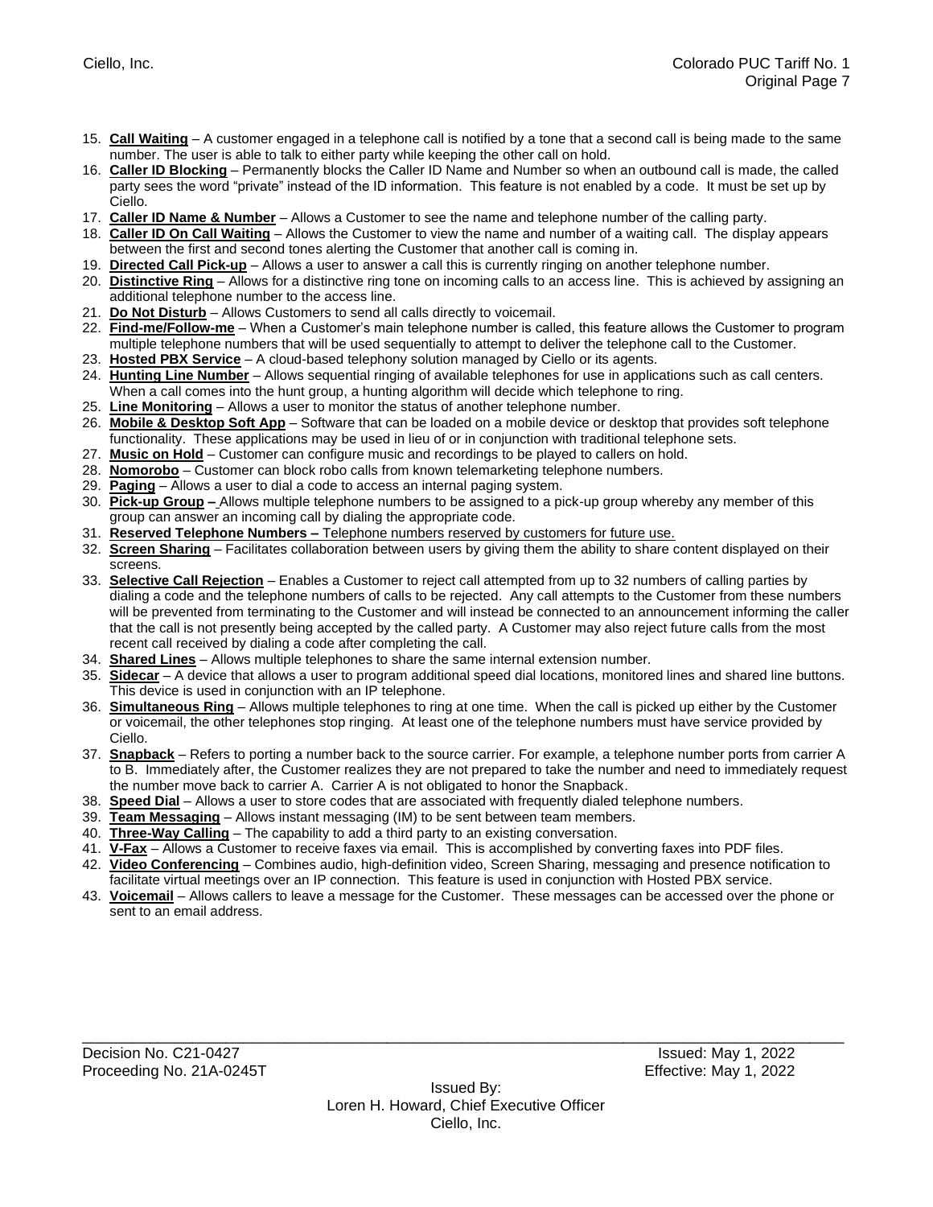15. **Call Waiting** – A customer engaged in a telephone call is notified by a tone that a second call is being made to the same number. The user is able to talk to either party while keeping the other call on hold.
16. **Caller ID Blocking** – Permanently blocks the Caller ID Name and Number so when an outbound call is made, the called party sees the word "private" instead of the ID information. This feature is not enabled by a code. It must be set up by Ciello.
17. **Caller ID Name & Number** – Allows a Customer to see the name and telephone number of the calling party.
18. **Caller ID On Call Waiting** – Allows the Customer to view the name and number of a waiting call. The display appears between the first and second tones alerting the Customer that another call is coming in.
19. **Directed Call Pick-up** – Allows a user to answer a call this is currently ringing on another telephone number.
20. **Distinctive Ring** – Allows for a distinctive ring tone on incoming calls to an access line. This is achieved by assigning an additional telephone number to the access line.
21. **Do Not Disturb** – Allows Customers to send all calls directly to voicemail.
22. **Find-me/Follow-me** – When a Customer's main telephone number is called, this feature allows the Customer to program multiple telephone numbers that will be used sequentially to attempt to deliver the telephone call to the Customer.
23. **Hosted PBX Service** – A cloud-based telephony solution managed by Ciello or its agents.
24. **Hunting Line Number** – Allows sequential ringing of available telephones for use in applications such as call centers. When a call comes into the hunt group, a hunting algorithm will decide which telephone to ring.
25. **Line Monitoring** – Allows a user to monitor the status of another telephone number.
26. **Mobile & Desktop Soft App** – Software that can be loaded on a mobile device or desktop that provides soft telephone functionality. These applications may be used in lieu of or in conjunction with traditional telephone sets.
27. **Music on Hold** – Customer can configure music and recordings to be played to callers on hold.
28. **Nomorobo** – Customer can block robo calls from known telemarketing telephone numbers.
29. **Paging** – Allows a user to dial a code to access an internal paging system.
30. **Pick-up Group –** Allows multiple telephone numbers to be assigned to a pick-up group whereby any member of this group can answer an incoming call by dialing the appropriate code.
31. **Reserved Telephone Numbers –** Telephone numbers reserved by customers for future use.
32. **Screen Sharing** – Facilitates collaboration between users by giving them the ability to share content displayed on their screens.
33. **Selective Call Rejection** – Enables a Customer to reject call attempted from up to 32 numbers of calling parties by dialing a code and the telephone numbers of calls to be rejected. Any call attempts to the Customer from these numbers will be prevented from terminating to the Customer and will instead be connected to an announcement informing the caller that the call is not presently being accepted by the called party. A Customer may also reject future calls from the most recent call received by dialing a code after completing the call.
34. **Shared Lines** – Allows multiple telephones to share the same internal extension number.
35. **Sidecar** – A device that allows a user to program additional speed dial locations, monitored lines and shared line buttons. This device is used in conjunction with an IP telephone.
36. **Simultaneous Ring** – Allows multiple telephones to ring at one time. When the call is picked up either by the Customer or voicemail, the other telephones stop ringing. At least one of the telephone numbers must have service provided by Ciello.
37. **Snapback** – Refers to porting a number back to the source carrier. For example, a telephone number ports from carrier A to B. Immediately after, the Customer realizes they are not prepared to take the number and need to immediately request the number move back to carrier A. Carrier A is not obligated to honor the Snapback.
38. **Speed Dial** – Allows a user to store codes that are associated with frequently dialed telephone numbers.
39. **Team Messaging** – Allows instant messaging (IM) to be sent between team members.
40. **Three-Way Calling** – The capability to add a third party to an existing conversation.
41. **V-Fax** – Allows a Customer to receive faxes via email. This is accomplished by converting faxes into PDF files.
42. **Video Conferencing** – Combines audio, high-definition video, Screen Sharing, messaging and presence notification to facilitate virtual meetings over an IP connection. This feature is used in conjunction with Hosted PBX service.
43. **Voicemail** – Allows callers to leave a message for the Customer. These messages can be accessed over the phone or sent to an email address.

Decision No. C21-0427 Issued: May 1, 2022
Proceeding No. 21A-0245T Effective: May 1, 2022

Issued By:
Loren H. Howard, Chief Executive Officer
Ciello, Inc.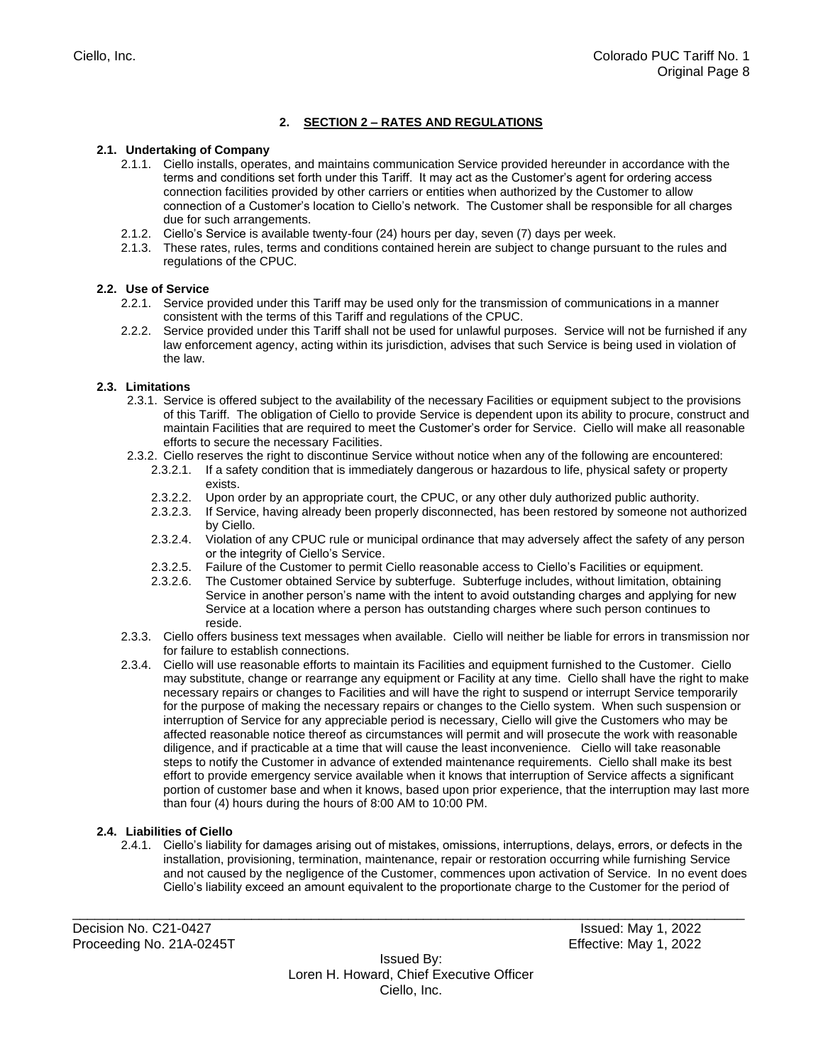## 2. SECTION 2 – RATES AND REGULATIONS

### 2.1. Undertaking of Company

2.1.1. Ciello installs, operates, and maintains communication Service provided hereunder in accordance with the terms and conditions set forth under this Tariff. It may act as the Customer's agent for ordering access connection facilities provided by other carriers or entities when authorized by the Customer to allow connection of a Customer's location to Ciello's network. The Customer shall be responsible for all charges due for such arrangements.

2.1.2. Ciello's Service is available twenty-four (24) hours per day, seven (7) days per week.

2.1.3. These rates, rules, terms and conditions contained herein are subject to change pursuant to the rules and regulations of the CPUC.

### 2.2. Use of Service

2.2.1. Service provided under this Tariff may be used only for the transmission of communications in a manner consistent with the terms of this Tariff and regulations of the CPUC.

2.2.2. Service provided under this Tariff shall not be used for unlawful purposes. Service will not be furnished if any law enforcement agency, acting within its jurisdiction, advises that such Service is being used in violation of the law.

### 2.3. Limitations

2.3.1. Service is offered subject to the availability of the necessary Facilities or equipment subject to the provisions of this Tariff. The obligation of Ciello to provide Service is dependent upon its ability to procure, construct and maintain Facilities that are required to meet the Customer's order for Service. Ciello will make all reasonable efforts to secure the necessary Facilities.

2.3.2. Ciello reserves the right to discontinue Service without notice when any of the following are encountered:

2.3.2.1. If a safety condition that is immediately dangerous or hazardous to life, physical safety or property exists.

2.3.2.2. Upon order by an appropriate court, the CPUC, or any other duly authorized public authority.

2.3.2.3. If Service, having already been properly disconnected, has been restored by someone not authorized by Ciello.

2.3.2.4. Violation of any CPUC rule or municipal ordinance that may adversely affect the safety of any person or the integrity of Ciello's Service.

2.3.2.5. Failure of the Customer to permit Ciello reasonable access to Ciello's Facilities or equipment.

2.3.2.6. The Customer obtained Service by subterfuge. Subterfuge includes, without limitation, obtaining Service in another person's name with the intent to avoid outstanding charges and applying for new Service at a location where a person has outstanding charges where such person continues to reside.

2.3.3. Ciello offers business text messages when available. Ciello will neither be liable for errors in transmission nor for failure to establish connections.

2.3.4. Ciello will use reasonable efforts to maintain its Facilities and equipment furnished to the Customer. Ciello may substitute, change or rearrange any equipment or Facility at any time. Ciello shall have the right to make necessary repairs or changes to Facilities and will have the right to suspend or interrupt Service temporarily for the purpose of making the necessary repairs or changes to the Ciello system. When such suspension or interruption of Service for any appreciable period is necessary, Ciello will give the Customers who may be affected reasonable notice thereof as circumstances will permit and will prosecute the work with reasonable diligence, and if practicable at a time that will cause the least inconvenience. Ciello will take reasonable steps to notify the Customer in advance of extended maintenance requirements. Ciello shall make its best effort to provide emergency service available when it knows that interruption of Service affects a significant portion of customer base and when it knows, based upon prior experience, that the interruption may last more than four (4) hours during the hours of 8:00 AM to 10:00 PM.

### 2.4. Liabilities of Ciello

2.4.1. Ciello's liability for damages arising out of mistakes, omissions, interruptions, delays, errors, or defects in the installation, provisioning, termination, maintenance, repair or restoration occurring while furnishing Service and not caused by the negligence of the Customer, commences upon activation of Service. In no event does Ciello's liability exceed an amount equivalent to the proportionate charge to the Customer for the period of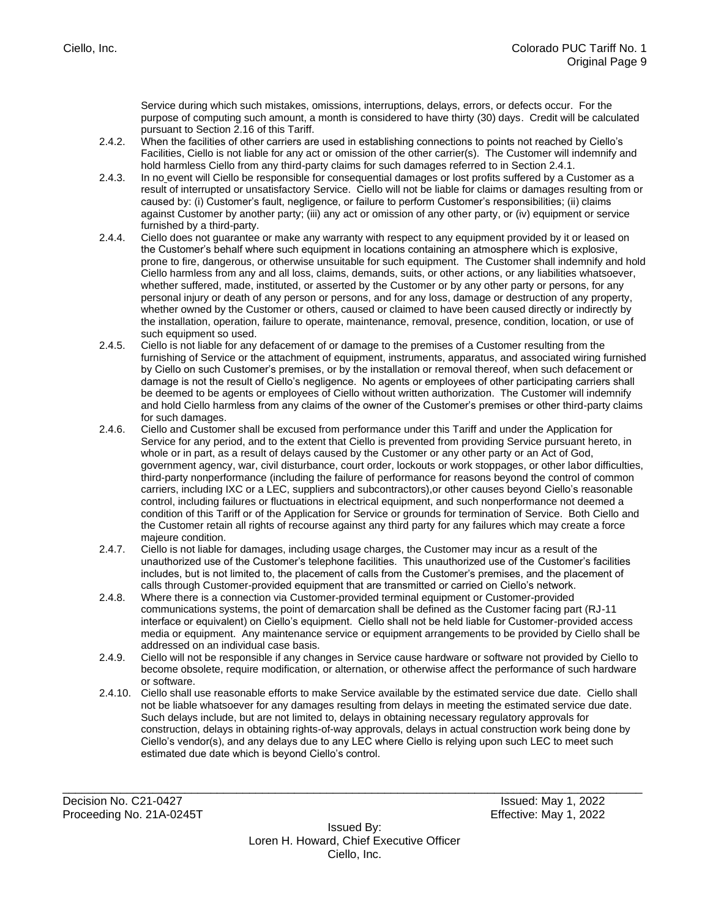Service during which such mistakes, omissions, interruptions, delays, errors, or defects occur. For the purpose of computing such amount, a month is considered to have thirty (30) days. Credit will be calculated pursuant to Section 2.16 of this Tariff.

2.4.2. When the facilities of other carriers are used in establishing connections to points not reached by Ciello's Facilities, Ciello is not liable for any act or omission of the other carrier(s). The Customer will indemnify and hold harmless Ciello from any third-party claims for such damages referred to in Section 2.4.1.

2.4.3. In no event will Ciello be responsible for consequential damages or lost profits suffered by a Customer as a result of interrupted or unsatisfactory Service. Ciello will not be liable for claims or damages resulting from or caused by: (i) Customer's fault, negligence, or failure to perform Customer's responsibilities; (ii) claims against Customer by another party; (iii) any act or omission of any other party, or (iv) equipment or service furnished by a third-party.

2.4.4. Ciello does not guarantee or make any warranty with respect to any equipment provided by it or leased on the Customer's behalf where such equipment in locations containing an atmosphere which is explosive, prone to fire, dangerous, or otherwise unsuitable for such equipment. The Customer shall indemnify and hold Ciello harmless from any and all loss, claims, demands, suits, or other actions, or any liabilities whatsoever, whether suffered, made, instituted, or asserted by the Customer or by any other party or persons, for any personal injury or death of any person or persons, and for any loss, damage or destruction of any property, whether owned by the Customer or others, caused or claimed to have been caused directly or indirectly by the installation, operation, failure to operate, maintenance, removal, presence, condition, location, or use of such equipment so used.

2.4.5. Ciello is not liable for any defacement of or damage to the premises of a Customer resulting from the furnishing of Service or the attachment of equipment, instruments, apparatus, and associated wiring furnished by Ciello on such Customer's premises, or by the installation or removal thereof, when such defacement or damage is not the result of Ciello's negligence. No agents or employees of other participating carriers shall be deemed to be agents or employees of Ciello without written authorization. The Customer will indemnify and hold Ciello harmless from any claims of the owner of the Customer's premises or other third-party claims for such damages.

2.4.6. Ciello and Customer shall be excused from performance under this Tariff and under the Application for Service for any period, and to the extent that Ciello is prevented from providing Service pursuant hereto, in whole or in part, as a result of delays caused by the Customer or any other party or an Act of God, government agency, war, civil disturbance, court order, lockouts or work stoppages, or other labor difficulties, third-party nonperformance (including the failure of performance for reasons beyond the control of common carriers, including IXC or a LEC, suppliers and subcontractors),or other causes beyond Ciello's reasonable control, including failures or fluctuations in electrical equipment, and such nonperformance not deemed a condition of this Tariff or of the Application for Service or grounds for termination of Service. Both Ciello and the Customer retain all rights of recourse against any third party for any failures which may create a force majeure condition.

2.4.7. Ciello is not liable for damages, including usage charges, the Customer may incur as a result of the unauthorized use of the Customer's telephone facilities. This unauthorized use of the Customer's facilities includes, but is not limited to, the placement of calls from the Customer's premises, and the placement of calls through Customer-provided equipment that are transmitted or carried on Ciello's network.

2.4.8. Where there is a connection via Customer-provided terminal equipment or Customer-provided communications systems, the point of demarcation shall be defined as the Customer facing part (RJ-11 interface or equivalent) on Ciello's equipment. Ciello shall not be held liable for Customer-provided access media or equipment. Any maintenance service or equipment arrangements to be provided by Ciello shall be addressed on an individual case basis.

2.4.9. Ciello will not be responsible if any changes in Service cause hardware or software not provided by Ciello to become obsolete, require modification, or alternation, or otherwise affect the performance of such hardware or software.

2.4.10. Ciello shall use reasonable efforts to make Service available by the estimated service due date. Ciello shall not be liable whatsoever for any damages resulting from delays in meeting the estimated service due date. Such delays include, but are not limited to, delays in obtaining necessary regulatory approvals for construction, delays in obtaining rights-of-way approvals, delays in actual construction work being done by Ciello's vendor(s), and any delays due to any LEC where Ciello is relying upon such LEC to meet such estimated due date which is beyond Ciello's control.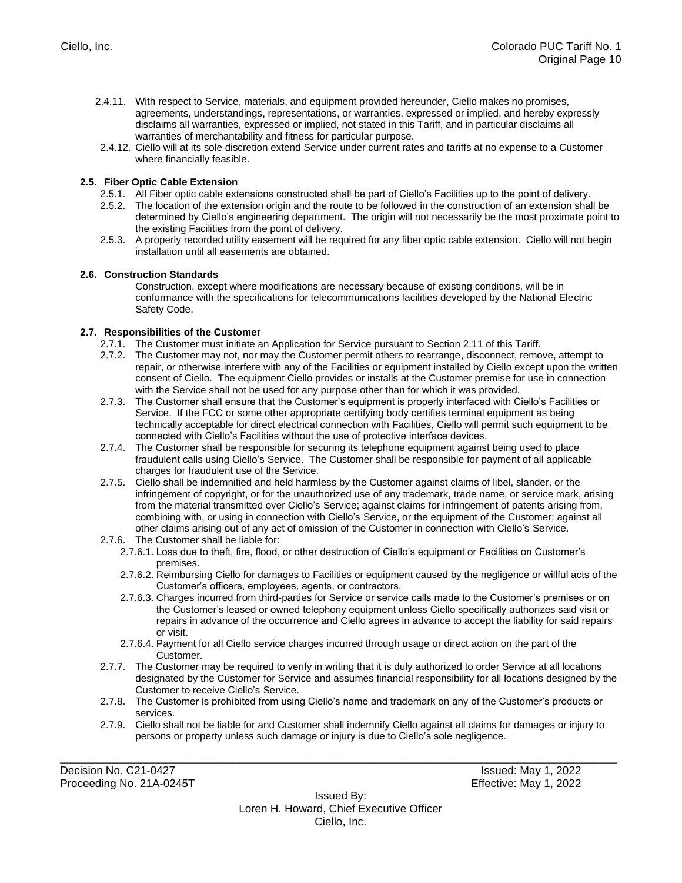2.4.11. With respect to Service, materials, and equipment provided hereunder, Ciello makes no promises, agreements, understandings, representations, or warranties, expressed or implied, and hereby expressly disclaims all warranties, expressed or implied, not stated in this Tariff, and in particular disclaims all warranties of merchantability and fitness for particular purpose.

2.4.12. Ciello will at its sole discretion extend Service under current rates and tariffs at no expense to a Customer where financially feasible.

**2.5. Fiber Optic Cable Extension**

2.5.1. All Fiber optic cable extensions constructed shall be part of Ciello's Facilities up to the point of delivery.

2.5.2. The location of the extension origin and the route to be followed in the construction of an extension shall be determined by Ciello's engineering department. The origin will not necessarily be the most proximate point to the existing Facilities from the point of delivery.

2.5.3. A properly recorded utility easement will be required for any fiber optic cable extension. Ciello will not begin installation until all easements are obtained.

**2.6. Construction Standards**

Construction, except where modifications are necessary because of existing conditions, will be in conformance with the specifications for telecommunications facilities developed by the National Electric Safety Code.

**2.7. Responsibilities of the Customer**

2.7.1. The Customer must initiate an Application for Service pursuant to Section 2.11 of this Tariff.

2.7.2. The Customer may not, nor may the Customer permit others to rearrange, disconnect, remove, attempt to repair, or otherwise interfere with any of the Facilities or equipment installed by Ciello except upon the written consent of Ciello. The equipment Ciello provides or installs at the Customer premise for use in connection with the Service shall not be used for any purpose other than for which it was provided.

2.7.3. The Customer shall ensure that the Customer's equipment is properly interfaced with Ciello's Facilities or Service. If the FCC or some other appropriate certifying body certifies terminal equipment as being technically acceptable for direct electrical connection with Facilities, Ciello will permit such equipment to be connected with Ciello's Facilities without the use of protective interface devices.

2.7.4. The Customer shall be responsible for securing its telephone equipment against being used to place fraudulent calls using Ciello's Service. The Customer shall be responsible for payment of all applicable charges for fraudulent use of the Service.

2.7.5. Ciello shall be indemnified and held harmless by the Customer against claims of libel, slander, or the infringement of copyright, or for the unauthorized use of any trademark, trade name, or service mark, arising from the material transmitted over Ciello's Service; against claims for infringement of patents arising from, combining with, or using in connection with Ciello's Service, or the equipment of the Customer; against all other claims arising out of any act of omission of the Customer in connection with Ciello's Service.

2.7.6. The Customer shall be liable for:

2.7.6.1. Loss due to theft, fire, flood, or other destruction of Ciello's equipment or Facilities on Customer's premises.

2.7.6.2. Reimbursing Ciello for damages to Facilities or equipment caused by the negligence or willful acts of the Customer's officers, employees, agents, or contractors.

2.7.6.3. Charges incurred from third-parties for Service or service calls made to the Customer's premises or on the Customer's leased or owned telephony equipment unless Ciello specifically authorizes said visit or repairs in advance of the occurrence and Ciello agrees in advance to accept the liability for said repairs or visit.

2.7.6.4. Payment for all Ciello service charges incurred through usage or direct action on the part of the Customer.

2.7.7. The Customer may be required to verify in writing that it is duly authorized to order Service at all locations designated by the Customer for Service and assumes financial responsibility for all locations designed by the Customer to receive Ciello's Service.

2.7.8. The Customer is prohibited from using Ciello's name and trademark on any of the Customer's products or services.

2.7.9. Ciello shall not be liable for and Customer shall indemnify Ciello against all claims for damages or injury to persons or property unless such damage or injury is due to Ciello's sole negligence.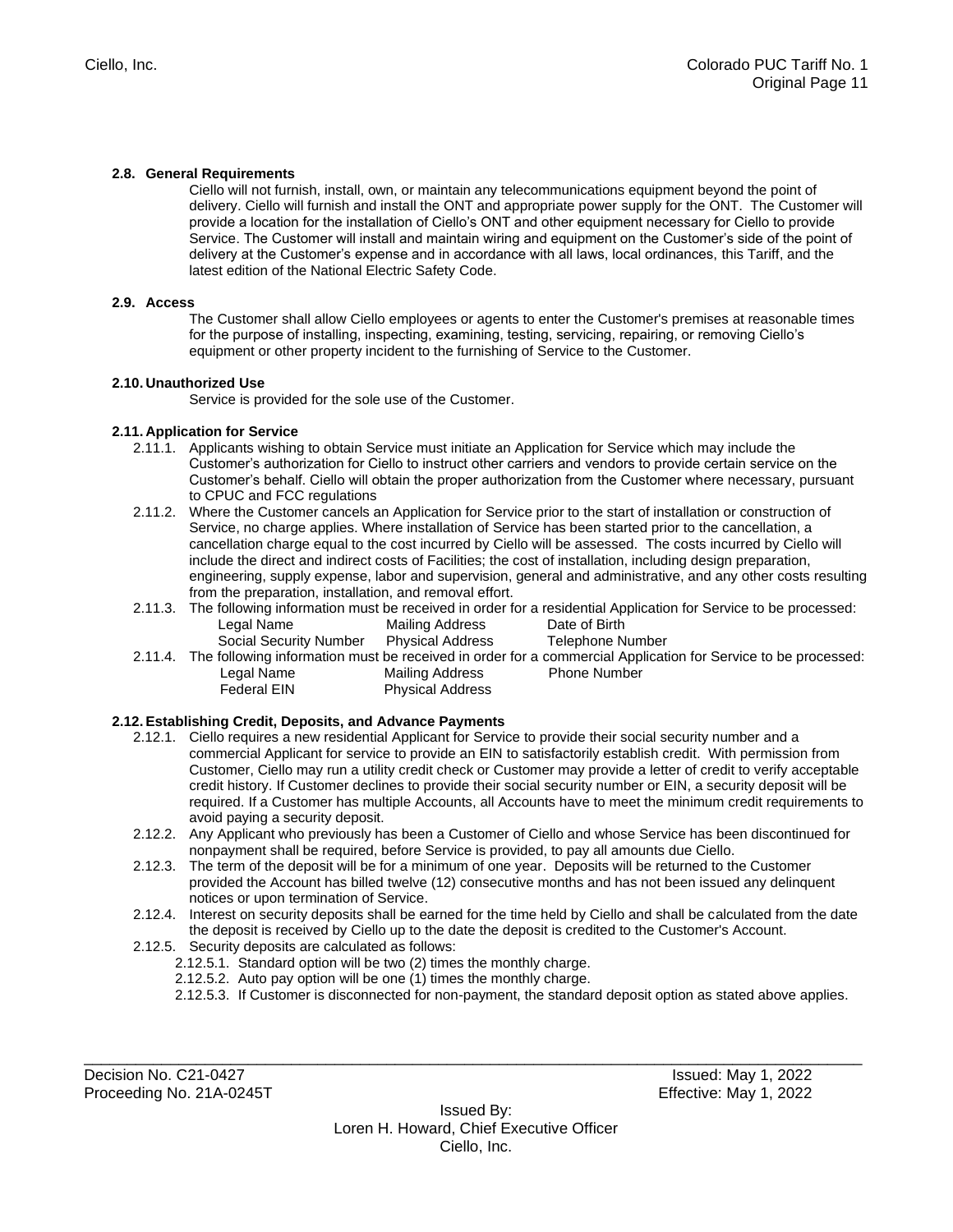**2.8. General Requirements**

Ciello will not furnish, install, own, or maintain any telecommunications equipment beyond the point of delivery. Ciello will furnish and install the ONT and appropriate power supply for the ONT. The Customer will provide a location for the installation of Ciello's ONT and other equipment necessary for Ciello to provide Service. The Customer will install and maintain wiring and equipment on the Customer's side of the point of delivery at the Customer's expense and in accordance with all laws, local ordinances, this Tariff, and the latest edition of the National Electric Safety Code.

**2.9. Access**

The Customer shall allow Ciello employees or agents to enter the Customer's premises at reasonable times for the purpose of installing, inspecting, examining, testing, servicing, repairing, or removing Ciello's equipment or other property incident to the furnishing of Service to the Customer.

**2.10. Unauthorized Use**

Service is provided for the sole use of the Customer.

**2.11. Application for Service**

2.11.1. Applicants wishing to obtain Service must initiate an Application for Service which may include the Customer's authorization for Ciello to instruct other carriers and vendors to provide certain service on the Customer's behalf. Ciello will obtain the proper authorization from the Customer where necessary, pursuant to CPUC and FCC regulations

2.11.2. Where the Customer cancels an Application for Service prior to the start of installation or construction of Service, no charge applies. Where installation of Service has been started prior to the cancellation, a cancellation charge equal to the cost incurred by Ciello will be assessed. The costs incurred by Ciello will include the direct and indirect costs of Facilities; the cost of installation, including design preparation, engineering, supply expense, labor and supervision, general and administrative, and any other costs resulting from the preparation, installation, and removal effort.

2.11.3. The following information must be received in order for a residential Application for Service to be processed:

| | | |
|---|---|---|
| Legal Name | Mailing Address | Date of Birth |
| Social Security Number | Physical Address | Telephone Number |

2.11.4. The following information must be received in order for a commercial Application for Service to be processed:

| | | |
|---|---|---|
| Legal Name | Mailing Address | Phone Number |
| Federal EIN | Physical Address | |

**2.12. Establishing Credit, Deposits, and Advance Payments**

2.12.1. Ciello requires a new residential Applicant for Service to provide their social security number and a commercial Applicant for service to provide an EIN to satisfactorily establish credit. With permission from Customer, Ciello may run a utility credit check or Customer may provide a letter of credit to verify acceptable credit history. If Customer declines to provide their social security number or EIN, a security deposit will be required. If a Customer has multiple Accounts, all Accounts have to meet the minimum credit requirements to avoid paying a security deposit.

2.12.2. Any Applicant who previously has been a Customer of Ciello and whose Service has been discontinued for nonpayment shall be required, before Service is provided, to pay all amounts due Ciello.

2.12.3. The term of the deposit will be for a minimum of one year. Deposits will be returned to the Customer provided the Account has billed twelve (12) consecutive months and has not been issued any delinquent notices or upon termination of Service.

2.12.4. Interest on security deposits shall be earned for the time held by Ciello and shall be calculated from the date the deposit is received by Ciello up to the date the deposit is credited to the Customer's Account.

2.12.5. Security deposits are calculated as follows:

2.12.5.1. Standard option will be two (2) times the monthly charge.

2.12.5.2. Auto pay option will be one (1) times the monthly charge.

2.12.5.3. If Customer is disconnected for non-payment, the standard deposit option as stated above applies.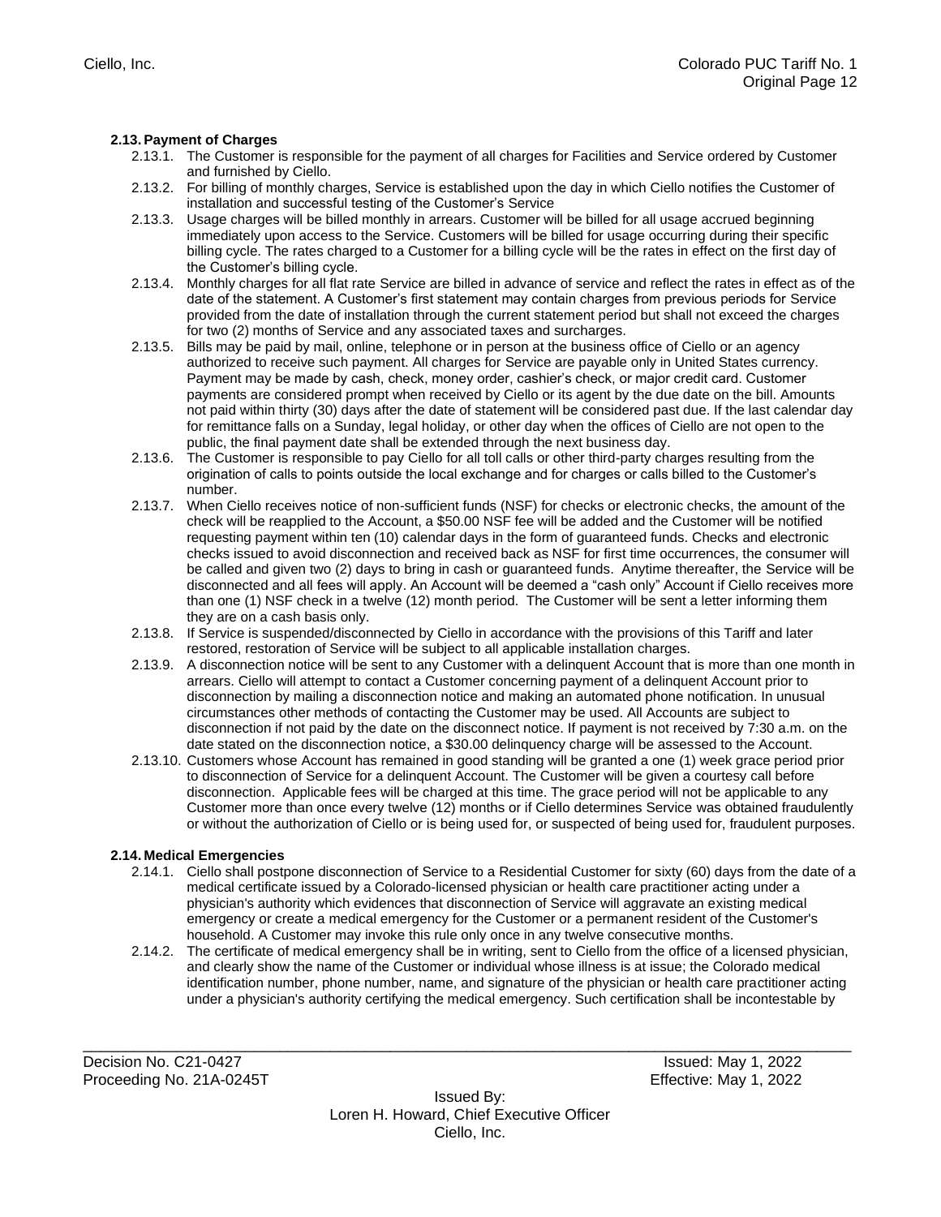## 2.13. Payment of Charges

2.13.1. The Customer is responsible for the payment of all charges for Facilities and Service ordered by Customer and furnished by Ciello.

2.13.2. For billing of monthly charges, Service is established upon the day in which Ciello notifies the Customer of installation and successful testing of the Customer's Service

2.13.3. Usage charges will be billed monthly in arrears. Customer will be billed for all usage accrued beginning immediately upon access to the Service. Customers will be billed for usage occurring during their specific billing cycle. The rates charged to a Customer for a billing cycle will be the rates in effect on the first day of the Customer's billing cycle.

2.13.4. Monthly charges for all flat rate Service are billed in advance of service and reflect the rates in effect as of the date of the statement. A Customer's first statement may contain charges from previous periods for Service provided from the date of installation through the current statement period but shall not exceed the charges for two (2) months of Service and any associated taxes and surcharges.

2.13.5. Bills may be paid by mail, online, telephone or in person at the business office of Ciello or an agency authorized to receive such payment. All charges for Service are payable only in United States currency. Payment may be made by cash, check, money order, cashier's check, or major credit card. Customer payments are considered prompt when received by Ciello or its agent by the due date on the bill. Amounts not paid within thirty (30) days after the date of statement will be considered past due. If the last calendar day for remittance falls on a Sunday, legal holiday, or other day when the offices of Ciello are not open to the public, the final payment date shall be extended through the next business day.

2.13.6. The Customer is responsible to pay Ciello for all toll calls or other third-party charges resulting from the origination of calls to points outside the local exchange and for charges or calls billed to the Customer's number.

2.13.7. When Ciello receives notice of non-sufficient funds (NSF) for checks or electronic checks, the amount of the check will be reapplied to the Account, a $50.00 NSF fee will be added and the Customer will be notified requesting payment within ten (10) calendar days in the form of guaranteed funds. Checks and electronic checks issued to avoid disconnection and received back as NSF for first time occurrences, the consumer will be called and given two (2) days to bring in cash or guaranteed funds. Anytime thereafter, the Service will be disconnected and all fees will apply. An Account will be deemed a "cash only" Account if Ciello receives more than one (1) NSF check in a twelve (12) month period. The Customer will be sent a letter informing them they are on a cash basis only.

2.13.8. If Service is suspended/disconnected by Ciello in accordance with the provisions of this Tariff and later restored, restoration of Service will be subject to all applicable installation charges.

2.13.9. A disconnection notice will be sent to any Customer with a delinquent Account that is more than one month in arrears. Ciello will attempt to contact a Customer concerning payment of a delinquent Account prior to disconnection by mailing a disconnection notice and making an automated phone notification. In unusual circumstances other methods of contacting the Customer may be used. All Accounts are subject to disconnection if not paid by the date on the disconnect notice. If payment is not received by 7:30 a.m. on the date stated on the disconnection notice, a $30.00 delinquency charge will be assessed to the Account.

2.13.10. Customers whose Account has remained in good standing will be granted a one (1) week grace period prior to disconnection of Service for a delinquent Account. The Customer will be given a courtesy call before disconnection. Applicable fees will be charged at this time. The grace period will not be applicable to any Customer more than once every twelve (12) months or if Ciello determines Service was obtained fraudulently or without the authorization of Ciello or is being used for, or suspected of being used for, fraudulent purposes.

## 2.14. Medical Emergencies

2.14.1. Ciello shall postpone disconnection of Service to a Residential Customer for sixty (60) days from the date of a medical certificate issued by a Colorado-licensed physician or health care practitioner acting under a physician's authority which evidences that disconnection of Service will aggravate an existing medical emergency or create a medical emergency for the Customer or a permanent resident of the Customer's household. A Customer may invoke this rule only once in any twelve consecutive months.

2.14.2. The certificate of medical emergency shall be in writing, sent to Ciello from the office of a licensed physician, and clearly show the name of the Customer or individual whose illness is at issue; the Colorado medical identification number, phone number, name, and signature of the physician or health care practitioner acting under a physician's authority certifying the medical emergency. Such certification shall be incontestable by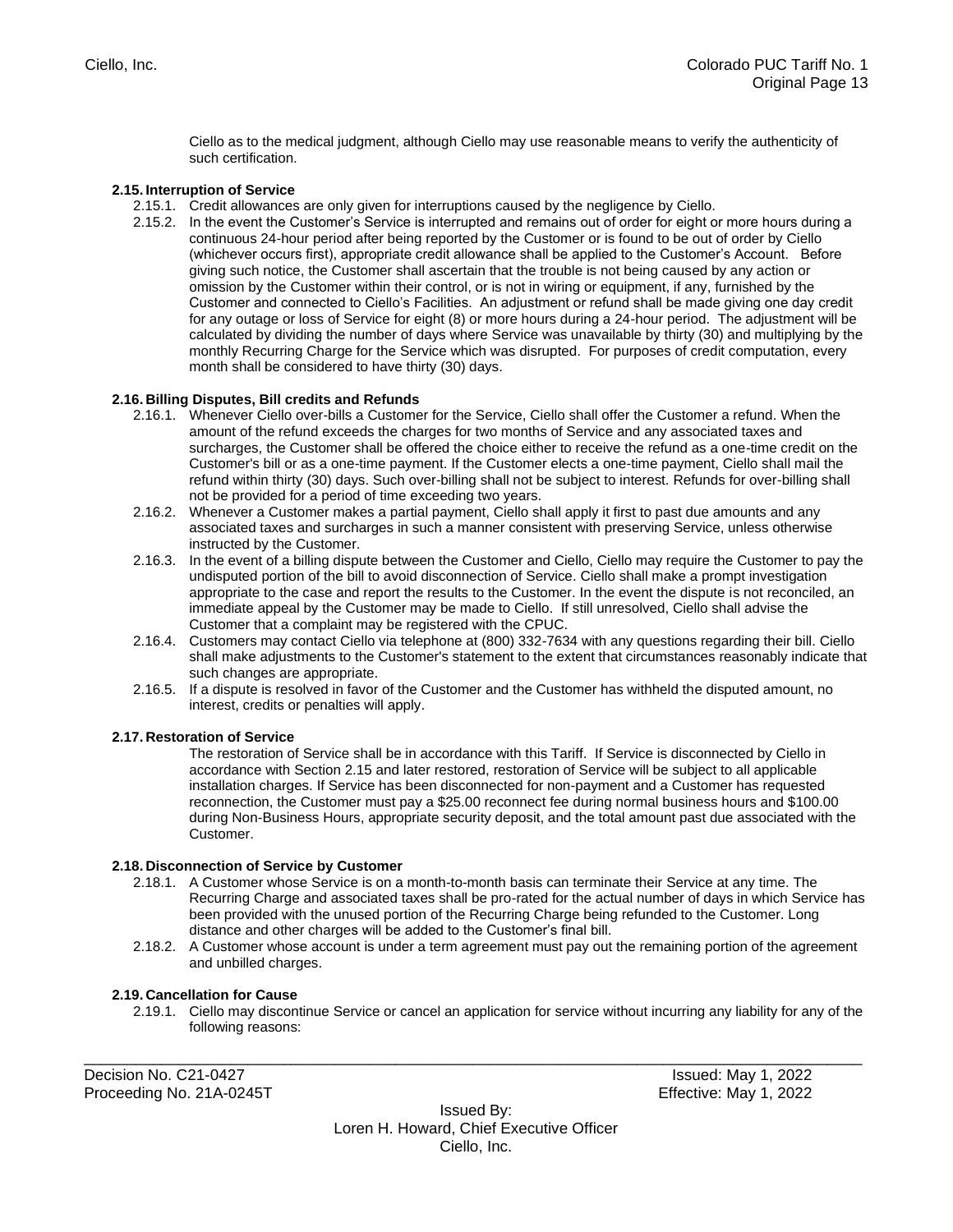Ciello as to the medical judgment, although Ciello may use reasonable means to verify the authenticity of such certification.

**2.15. Interruption of Service**

2.15.1. Credit allowances are only given for interruptions caused by the negligence by Ciello.

2.15.2. In the event the Customer's Service is interrupted and remains out of order for eight or more hours during a continuous 24-hour period after being reported by the Customer or is found to be out of order by Ciello (whichever occurs first), appropriate credit allowance shall be applied to the Customer's Account. Before giving such notice, the Customer shall ascertain that the trouble is not being caused by any action or omission by the Customer within their control, or is not in wiring or equipment, if any, furnished by the Customer and connected to Ciello's Facilities. An adjustment or refund shall be made giving one day credit for any outage or loss of Service for eight (8) or more hours during a 24-hour period. The adjustment will be calculated by dividing the number of days where Service was unavailable by thirty (30) and multiplying by the monthly Recurring Charge for the Service which was disrupted. For purposes of credit computation, every month shall be considered to have thirty (30) days.

**2.16. Billing Disputes, Bill credits and Refunds**

2.16.1. Whenever Ciello over-bills a Customer for the Service, Ciello shall offer the Customer a refund. When the amount of the refund exceeds the charges for two months of Service and any associated taxes and surcharges, the Customer shall be offered the choice either to receive the refund as a one-time credit on the Customer's bill or as a one-time payment. If the Customer elects a one-time payment, Ciello shall mail the refund within thirty (30) days. Such over-billing shall not be subject to interest. Refunds for over-billing shall not be provided for a period of time exceeding two years.

2.16.2. Whenever a Customer makes a partial payment, Ciello shall apply it first to past due amounts and any associated taxes and surcharges in such a manner consistent with preserving Service, unless otherwise instructed by the Customer.

2.16.3. In the event of a billing dispute between the Customer and Ciello, Ciello may require the Customer to pay the undisputed portion of the bill to avoid disconnection of Service. Ciello shall make a prompt investigation appropriate to the case and report the results to the Customer. In the event the dispute is not reconciled, an immediate appeal by the Customer may be made to Ciello. If still unresolved, Ciello shall advise the Customer that a complaint may be registered with the CPUC.

2.16.4. Customers may contact Ciello via telephone at (800) 332-7634 with any questions regarding their bill. Ciello shall make adjustments to the Customer's statement to the extent that circumstances reasonably indicate that such changes are appropriate.

2.16.5. If a dispute is resolved in favor of the Customer and the Customer has withheld the disputed amount, no interest, credits or penalties will apply.

**2.17. Restoration of Service**

The restoration of Service shall be in accordance with this Tariff. If Service is disconnected by Ciello in accordance with Section 2.15 and later restored, restoration of Service will be subject to all applicable installation charges. If Service has been disconnected for non-payment and a Customer has requested reconnection, the Customer must pay a $25.00 reconnect fee during normal business hours and $100.00 during Non-Business Hours, appropriate security deposit, and the total amount past due associated with the Customer.

**2.18. Disconnection of Service by Customer**

2.18.1. A Customer whose Service is on a month-to-month basis can terminate their Service at any time. The Recurring Charge and associated taxes shall be pro-rated for the actual number of days in which Service has been provided with the unused portion of the Recurring Charge being refunded to the Customer. Long distance and other charges will be added to the Customer's final bill.

2.18.2. A Customer whose account is under a term agreement must pay out the remaining portion of the agreement and unbilled charges.

**2.19. Cancellation for Cause**

2.19.1. Ciello may discontinue Service or cancel an application for service without incurring any liability for any of the following reasons: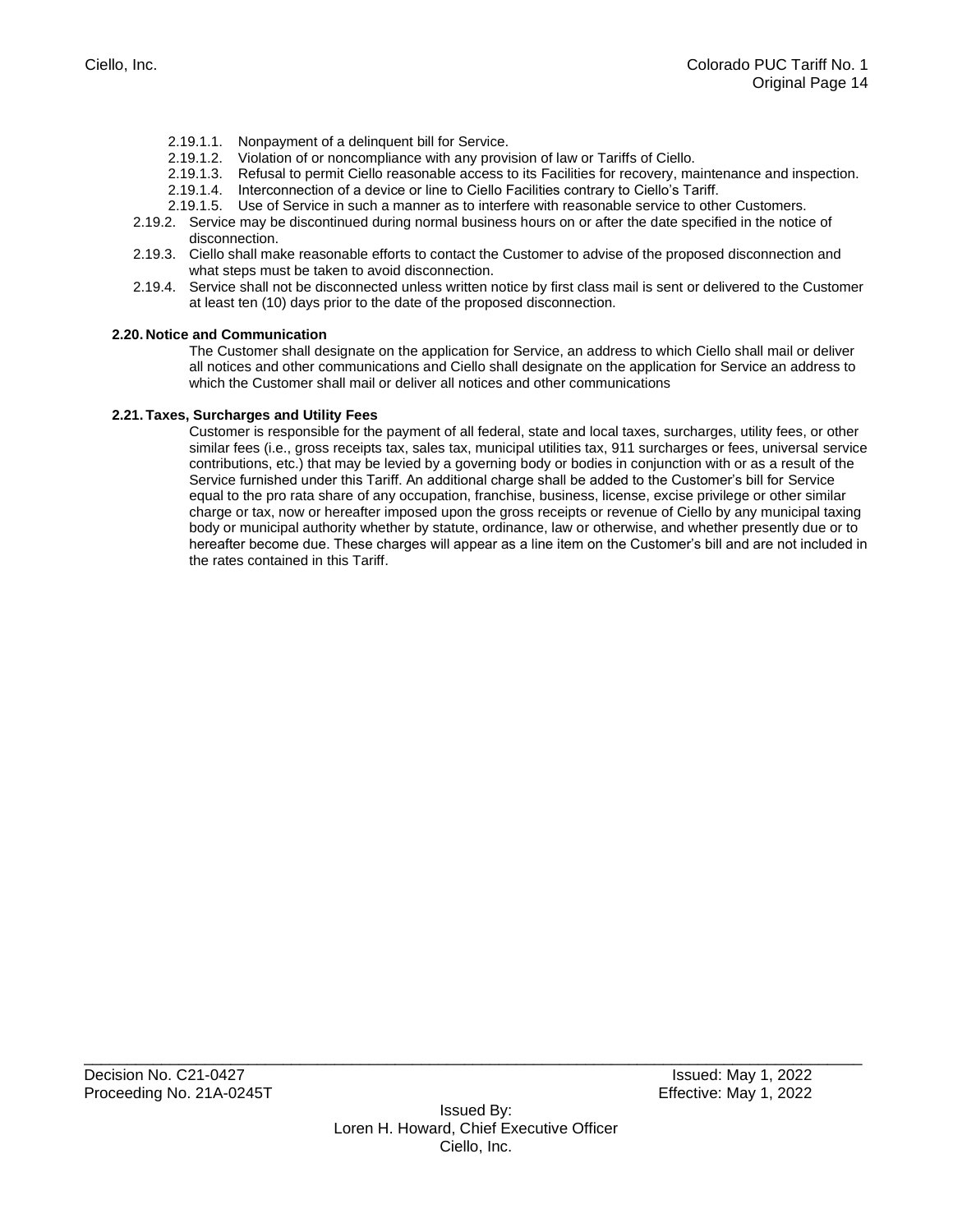2.19.1.1. Nonpayment of a delinquent bill for Service.
2.19.1.2. Violation of or noncompliance with any provision of law or Tariffs of Ciello.
2.19.1.3. Refusal to permit Ciello reasonable access to its Facilities for recovery, maintenance and inspection.
2.19.1.4. Interconnection of a device or line to Ciello Facilities contrary to Ciello's Tariff.
2.19.1.5. Use of Service in such a manner as to interfere with reasonable service to other Customers.

2.19.2. Service may be discontinued during normal business hours on or after the date specified in the notice of disconnection.

2.19.3. Ciello shall make reasonable efforts to contact the Customer to advise of the proposed disconnection and what steps must be taken to avoid disconnection.

2.19.4. Service shall not be disconnected unless written notice by first class mail is sent or delivered to the Customer at least ten (10) days prior to the date of the proposed disconnection.

**2.20. Notice and Communication**

The Customer shall designate on the application for Service, an address to which Ciello shall mail or deliver all notices and other communications and Ciello shall designate on the application for Service an address to which the Customer shall mail or deliver all notices and other communications

**2.21. Taxes, Surcharges and Utility Fees**

Customer is responsible for the payment of all federal, state and local taxes, surcharges, utility fees, or other similar fees (i.e., gross receipts tax, sales tax, municipal utilities tax, 911 surcharges or fees, universal service contributions, etc.) that may be levied by a governing body or bodies in conjunction with or as a result of the Service furnished under this Tariff. An additional charge shall be added to the Customer's bill for Service equal to the pro rata share of any occupation, franchise, business, license, excise privilege or other similar charge or tax, now or hereafter imposed upon the gross receipts or revenue of Ciello by any municipal taxing body or municipal authority whether by statute, ordinance, law or otherwise, and whether presently due or to hereafter become due. These charges will appear as a line item on the Customer's bill and are not included in the rates contained in this Tariff.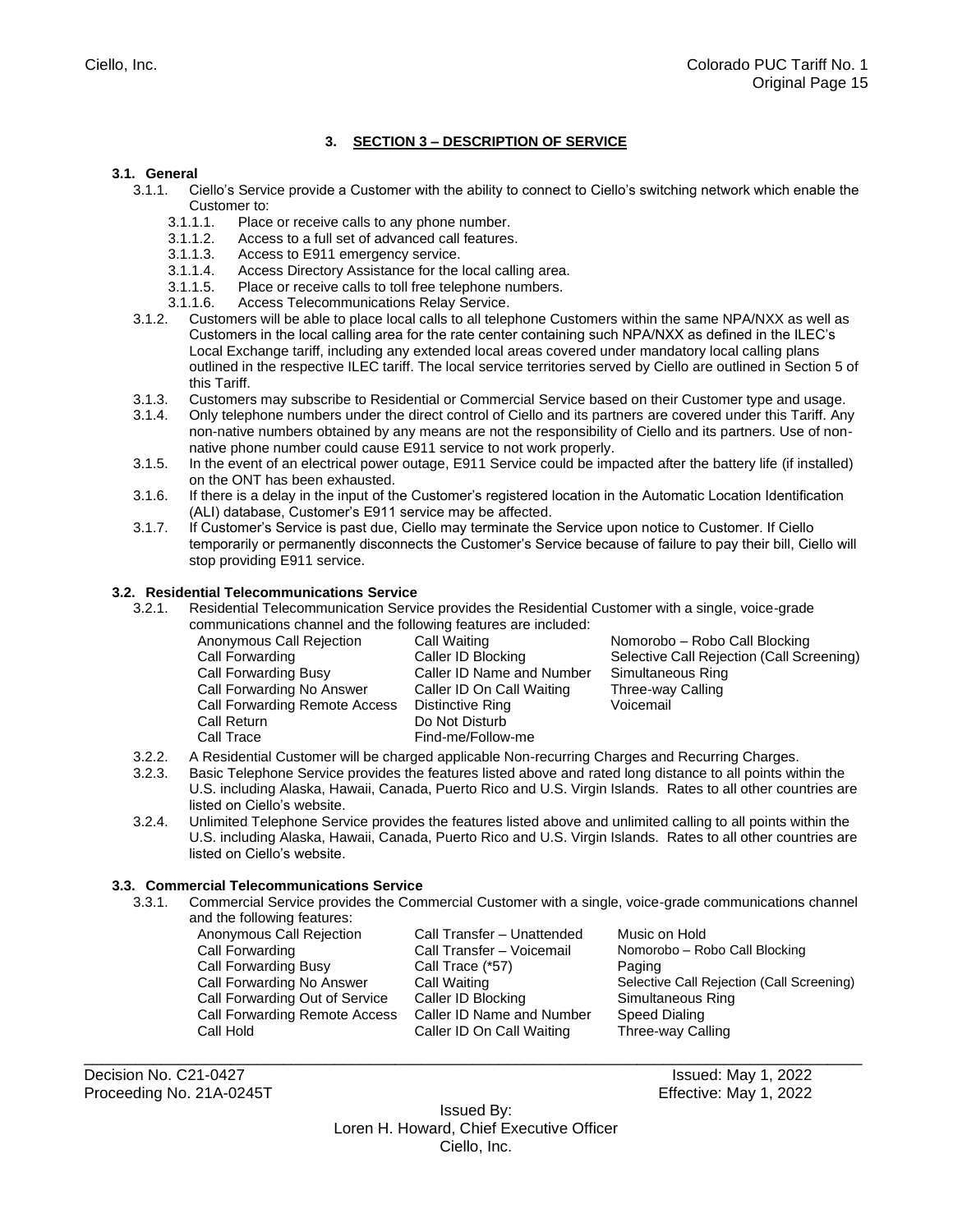# 3. SECTION 3 – DESCRIPTION OF SERVICE

## 3.1. General

3.1.1. Ciello's Service provide a Customer with the ability to connect to Ciello's switching network which enable the Customer to:

- 3.1.1.1. Place or receive calls to any phone number.
- 3.1.1.2. Access to a full set of advanced call features.
- 3.1.1.3. Access to E911 emergency service.
- 3.1.1.4. Access Directory Assistance for the local calling area.
- 3.1.1.5. Place or receive calls to toll free telephone numbers.
- 3.1.1.6. Access Telecommunications Relay Service.

3.1.2. Customers will be able to place local calls to all telephone Customers within the same NPA/NXX as well as Customers in the local calling area for the rate center containing such NPA/NXX as defined in the ILEC's Local Exchange tariff, including any extended local areas covered under mandatory local calling plans outlined in the respective ILEC tariff. The local service territories served by Ciello are outlined in Section 5 of this Tariff.

3.1.3. Customers may subscribe to Residential or Commercial Service based on their Customer type and usage.

3.1.4. Only telephone numbers under the direct control of Ciello and its partners are covered under this Tariff. Any non-native numbers obtained by any means are not the responsibility of Ciello and its partners. Use of non-native phone number could cause E911 service to not work properly.

3.1.5. In the event of an electrical power outage, E911 Service could be impacted after the battery life (if installed) on the ONT has been exhausted.

3.1.6. If there is a delay in the input of the Customer's registered location in the Automatic Location Identification (ALI) database, Customer's E911 service may be affected.

3.1.7. If Customer's Service is past due, Ciello may terminate the Service upon notice to Customer. If Ciello temporarily or permanently disconnects the Customer's Service because of failure to pay their bill, Ciello will stop providing E911 service.

## 3.2. Residential Telecommunications Service

3.2.1. Residential Telecommunication Service provides the Residential Customer with a single, voice-grade communications channel and the following features are included:

| | | |
|---|---|---|
| Anonymous Call Rejection | Call Waiting | Nomorobo – Robo Call Blocking |
| Call Forwarding | Caller ID Blocking | Selective Call Rejection (Call Screening) |
| Call Forwarding Busy | Caller ID Name and Number | Simultaneous Ring |
| Call Forwarding No Answer | Caller ID On Call Waiting | Three-way Calling |
| Call Forwarding Remote Access | Distinctive Ring | Voicemail |
| Call Return | Do Not Disturb | |
| Call Trace | Find-me/Follow-me | |

3.2.2. A Residential Customer will be charged applicable Non-recurring Charges and Recurring Charges.

3.2.3. Basic Telephone Service provides the features listed above and rated long distance to all points within the U.S. including Alaska, Hawaii, Canada, Puerto Rico and U.S. Virgin Islands. Rates to all other countries are listed on Ciello's website.

3.2.4. Unlimited Telephone Service provides the features listed above and unlimited calling to all points within the U.S. including Alaska, Hawaii, Canada, Puerto Rico and U.S. Virgin Islands. Rates to all other countries are listed on Ciello's website.

## 3.3. Commercial Telecommunications Service

3.3.1. Commercial Service provides the Commercial Customer with a single, voice-grade communications channel and the following features:

| | | |
|---|---|---|
| Anonymous Call Rejection | Call Transfer – Unattended | Music on Hold |
| Call Forwarding | Call Transfer – Voicemail | Nomorobo – Robo Call Blocking |
| Call Forwarding Busy | Call Trace (*57) | Paging |
| Call Forwarding No Answer | Call Waiting | Selective Call Rejection (Call Screening) |
| Call Forwarding Out of Service | Caller ID Blocking | Simultaneous Ring |
| Call Forwarding Remote Access | Caller ID Name and Number | Speed Dialing |
| Call Hold | Caller ID On Call Waiting | Three-way Calling |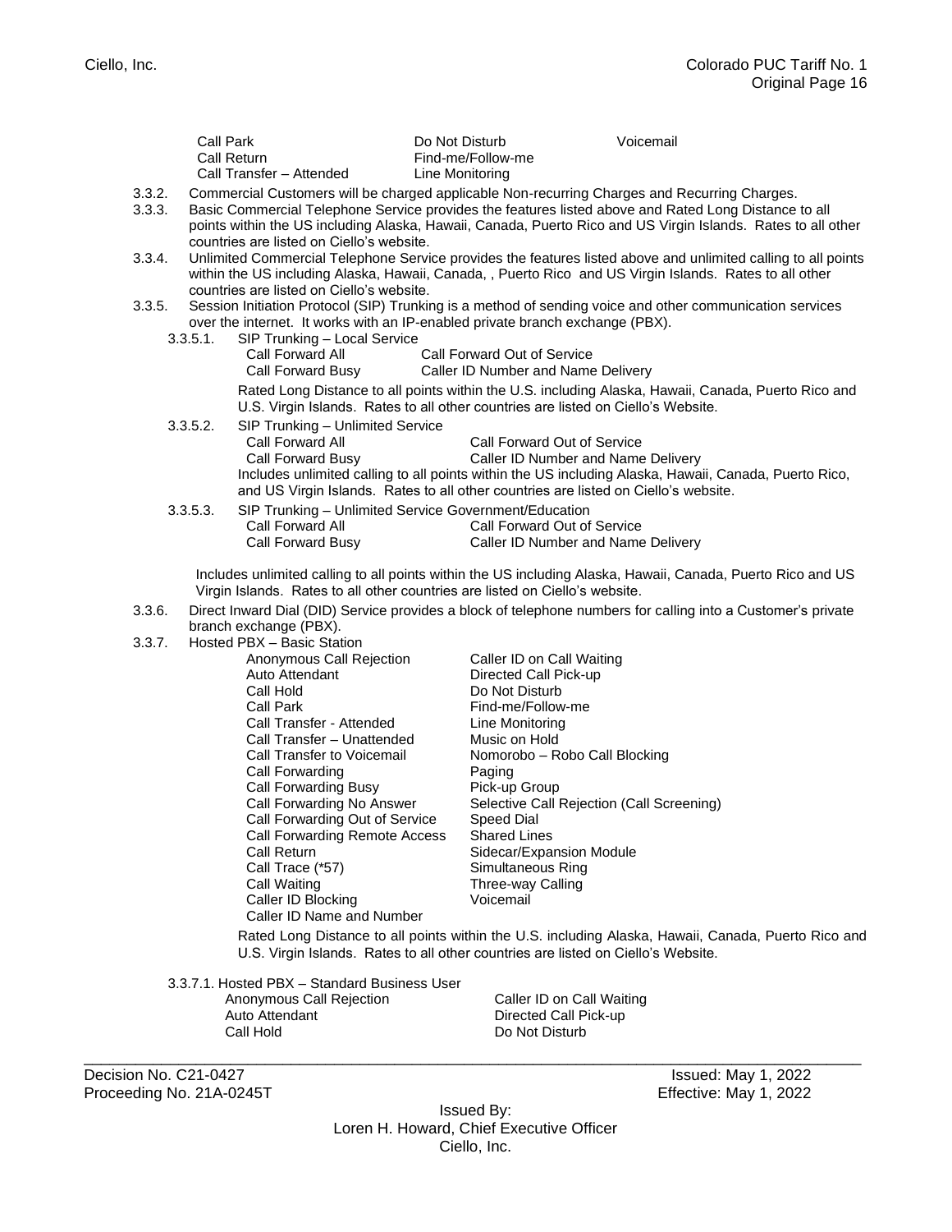Call Park | Do Not Disturb | Voicemail
Call Return | Find-me/Follow-me
Call Transfer – Attended | Line Monitoring

3.3.2. Commercial Customers will be charged applicable Non-recurring Charges and Recurring Charges.

3.3.3. Basic Commercial Telephone Service provides the features listed above and Rated Long Distance to all points within the US including Alaska, Hawaii, Canada, Puerto Rico and US Virgin Islands. Rates to all other countries are listed on Ciello's website.

3.3.4. Unlimited Commercial Telephone Service provides the features listed above and unlimited calling to all points within the US including Alaska, Hawaii, Canada, , Puerto Rico and US Virgin Islands. Rates to all other countries are listed on Ciello's website.

3.3.5. Session Initiation Protocol (SIP) Trunking is a method of sending voice and other communication services over the internet. It works with an IP-enabled private branch exchange (PBX).

3.3.5.1. SIP Trunking – Local Service

- Call Forward All
- Call Forward Busy
- Call Forward Out of Service
- Caller ID Number and Name Delivery

Rated Long Distance to all points within the U.S. including Alaska, Hawaii, Canada, Puerto Rico and U.S. Virgin Islands. Rates to all other countries are listed on Ciello's Website.

3.3.5.2. SIP Trunking – Unlimited Service

- Call Forward All
- Call Forward Busy
- Call Forward Out of Service
- Caller ID Number and Name Delivery

Includes unlimited calling to all points within the US including Alaska, Hawaii, Canada, Puerto Rico, and US Virgin Islands. Rates to all other countries are listed on Ciello's website.

3.3.5.3. SIP Trunking – Unlimited Service Government/Education

- Call Forward All
- Call Forward Busy
- Call Forward Out of Service
- Caller ID Number and Name Delivery

Includes unlimited calling to all points within the US including Alaska, Hawaii, Canada, Puerto Rico and US Virgin Islands. Rates to all other countries are listed on Ciello's website.

3.3.6. Direct Inward Dial (DID) Service provides a block of telephone numbers for calling into a Customer's private branch exchange (PBX).

3.3.7. Hosted PBX – Basic Station

- Anonymous Call Rejection
- Auto Attendant
- Call Hold
- Call Park
- Call Transfer - Attended
- Call Transfer – Unattended
- Call Transfer to Voicemail
- Call Forwarding
- Call Forwarding Busy
- Call Forwarding No Answer
- Call Forwarding Out of Service
- Call Forwarding Remote Access
- Call Return
- Call Trace (*57)
- Call Waiting
- Caller ID Blocking
- Caller ID Name and Number
- Caller ID on Call Waiting
- Directed Call Pick-up
- Do Not Disturb
- Find-me/Follow-me
- Line Monitoring
- Music on Hold
- Nomorobo – Robo Call Blocking
- Paging
- Pick-up Group
- Selective Call Rejection (Call Screening)
- Speed Dial
- Shared Lines
- Sidecar/Expansion Module
- Simultaneous Ring
- Three-way Calling
- Voicemail

Rated Long Distance to all points within the U.S. including Alaska, Hawaii, Canada, Puerto Rico and U.S. Virgin Islands. Rates to all other countries are listed on Ciello's Website.

3.3.7.1. Hosted PBX – Standard Business User

- Anonymous Call Rejection
- Auto Attendant
- Call Hold
- Caller ID on Call Waiting
- Directed Call Pick-up
- Do Not Disturb

Decision No. C21-0427 Issued: May 1, 2022
Proceeding No. 21A-0245T Effective: May 1, 2022

Issued By:
Loren H. Howard, Chief Executive Officer
Ciello, Inc.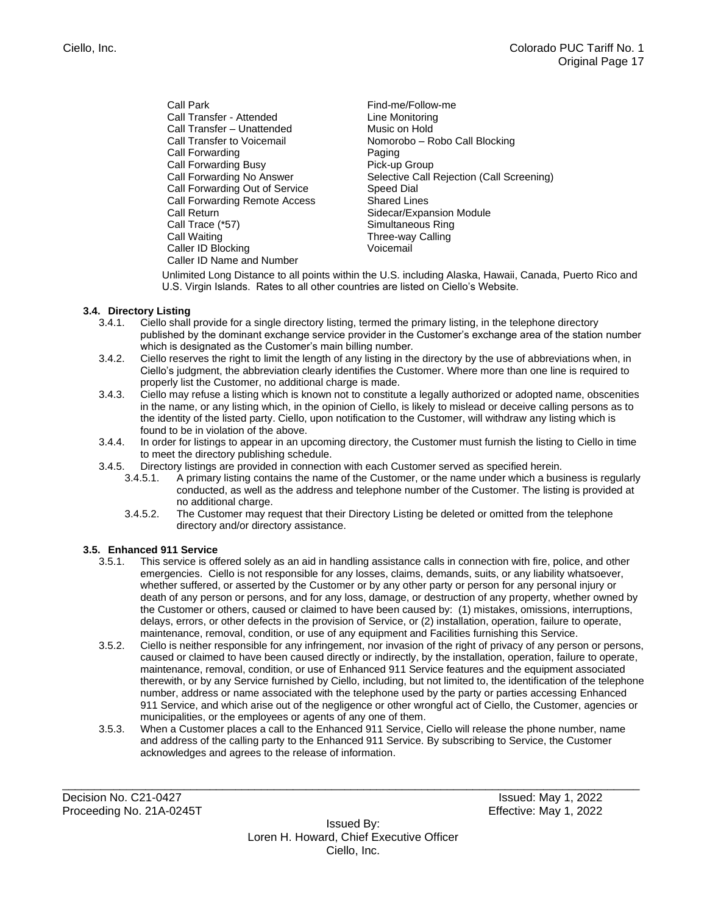- Call Park
- Call Transfer - Attended
- Call Transfer – Unattended
- Call Transfer to Voicemail
- Call Forwarding
- Call Forwarding Busy
- Call Forwarding No Answer
- Call Forwarding Out of Service
- Call Forwarding Remote Access
- Call Return
- Call Trace (*57)
- Call Waiting
- Caller ID Blocking
- Caller ID Name and Number
- Find-me/Follow-me
- Line Monitoring
- Music on Hold
- Nomorobo – Robo Call Blocking
- Paging
- Pick-up Group
- Selective Call Rejection (Call Screening)
- Speed Dial
- Shared Lines
- Sidecar/Expansion Module
- Simultaneous Ring
- Three-way Calling
- Voicemail

Unlimited Long Distance to all points within the U.S. including Alaska, Hawaii, Canada, Puerto Rico and U.S. Virgin Islands. Rates to all other countries are listed on Ciello's Website.

**3.4. Directory Listing**

3.4.1. Ciello shall provide for a single directory listing, termed the primary listing, in the telephone directory published by the dominant exchange service provider in the Customer's exchange area of the station number which is designated as the Customer's main billing number.

3.4.2. Ciello reserves the right to limit the length of any listing in the directory by the use of abbreviations when, in Ciello's judgment, the abbreviation clearly identifies the Customer. Where more than one line is required to properly list the Customer, no additional charge is made.

3.4.3. Ciello may refuse a listing which is known not to constitute a legally authorized or adopted name, obscenities in the name, or any listing which, in the opinion of Ciello, is likely to mislead or deceive calling persons as to the identity of the listed party. Ciello, upon notification to the Customer, will withdraw any listing which is found to be in violation of the above.

3.4.4. In order for listings to appear in an upcoming directory, the Customer must furnish the listing to Ciello in time to meet the directory publishing schedule.

3.4.5. Directory listings are provided in connection with each Customer served as specified herein.

3.4.5.1. A primary listing contains the name of the Customer, or the name under which a business is regularly conducted, as well as the address and telephone number of the Customer. The listing is provided at no additional charge.

3.4.5.2. The Customer may request that their Directory Listing be deleted or omitted from the telephone directory and/or directory assistance.

**3.5. Enhanced 911 Service**

3.5.1. This service is offered solely as an aid in handling assistance calls in connection with fire, police, and other emergencies. Ciello is not responsible for any losses, claims, demands, suits, or any liability whatsoever, whether suffered, or asserted by the Customer or by any other party or person for any personal injury or death of any person or persons, and for any loss, damage, or destruction of any property, whether owned by the Customer or others, caused or claimed to have been caused by: (1) mistakes, omissions, interruptions, delays, errors, or other defects in the provision of Service, or (2) installation, operation, failure to operate, maintenance, removal, condition, or use of any equipment and Facilities furnishing this Service.

3.5.2. Ciello is neither responsible for any infringement, nor invasion of the right of privacy of any person or persons, caused or claimed to have been caused directly or indirectly, by the installation, operation, failure to operate, maintenance, removal, condition, or use of Enhanced 911 Service features and the equipment associated therewith, or by any Service furnished by Ciello, including, but not limited to, the identification of the telephone number, address or name associated with the telephone used by the party or parties accessing Enhanced 911 Service, and which arise out of the negligence or other wrongful act of Ciello, the Customer, agencies or municipalities, or the employees or agents of any one of them.

3.5.3. When a Customer places a call to the Enhanced 911 Service, Ciello will release the phone number, name and address of the calling party to the Enhanced 911 Service. By subscribing to Service, the Customer acknowledges and agrees to the release of information.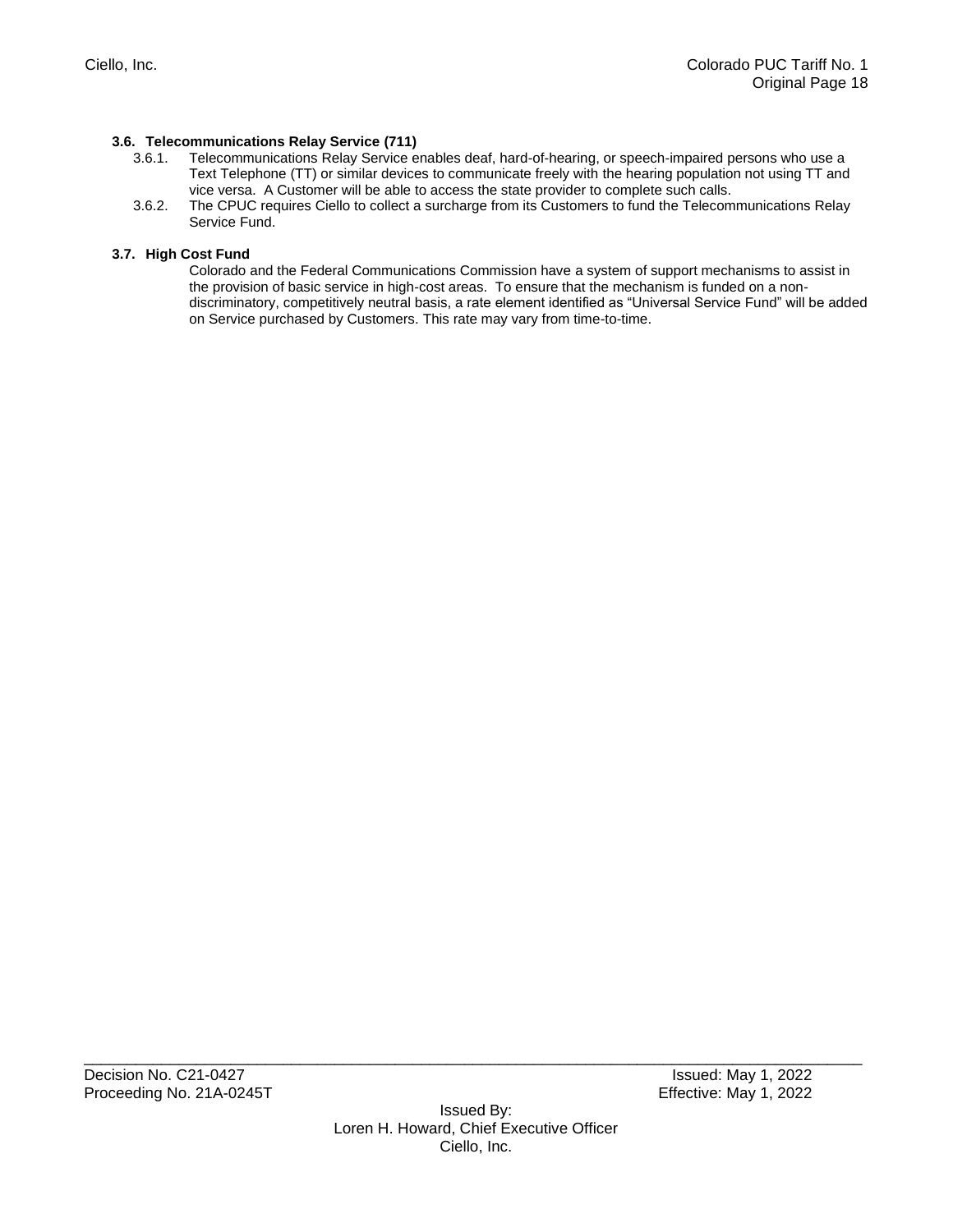### 3.6. Telecommunications Relay Service (711)

3.6.1. Telecommunications Relay Service enables deaf, hard-of-hearing, or speech-impaired persons who use a Text Telephone (TT) or similar devices to communicate freely with the hearing population not using TT and vice versa. A Customer will be able to access the state provider to complete such calls.

3.6.2. The CPUC requires Ciello to collect a surcharge from its Customers to fund the Telecommunications Relay Service Fund.

### 3.7. High Cost Fund

Colorado and the Federal Communications Commission have a system of support mechanisms to assist in the provision of basic service in high-cost areas. To ensure that the mechanism is funded on a non-discriminatory, competitively neutral basis, a rate element identified as "Universal Service Fund" will be added on Service purchased by Customers. This rate may vary from time-to-time.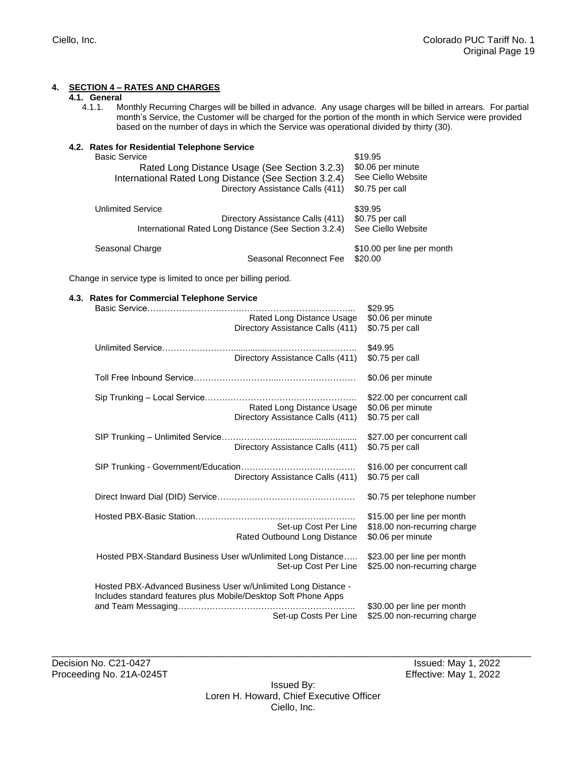# 4. SECTION 4 – RATES AND CHARGES

## 4.1. General

4.1.1. Monthly Recurring Charges will be billed in advance. Any usage charges will be billed in arrears. For partial month's Service, the Customer will be charged for the portion of the month in which Service were provided based on the number of days in which the Service was operational divided by thirty (30).

## 4.2. Rates for Residential Telephone Service

| Service | Rate |
|---|---|
| Basic Service | $19.95 |
| Rated Long Distance Usage (See Section 3.2.3) | $0.06 per minute |
| International Rated Long Distance (See Section 3.2.4) | See Ciello Website |
| Directory Assistance Calls (411) | $0.75 per call |
| Unlimited Service | $39.95 |
| Directory Assistance Calls (411) | $0.75 per call |
| International Rated Long Distance (See Section 3.2.4) | See Ciello Website |
| Seasonal Charge | $10.00 per line per month |
| Seasonal Reconnect Fee | $20.00 |

Change in service type is limited to once per billing period.

## 4.3. Rates for Commercial Telephone Service

| Service | Rate |
|---|---|
| Basic Service | $29.95 |
| Rated Long Distance Usage | $0.06 per minute |
| Directory Assistance Calls (411) | $0.75 per call |
| Unlimited Service | $49.95 |
| Directory Assistance Calls (411) | $0.75 per call |
| Toll Free Inbound Service | $0.06 per minute |
| Sip Trunking – Local Service | $22.00 per concurrent call |
| Rated Long Distance Usage | $0.06 per minute |
| Directory Assistance Calls (411) | $0.75 per call |
| SIP Trunking – Unlimited Service | $27.00 per concurrent call |
| Directory Assistance Calls (411) | $0.75 per call |
| SIP Trunking - Government/Education | $16.00 per concurrent call |
| Directory Assistance Calls (411) | $0.75 per call |
| Direct Inward Dial (DID) Service | $0.75 per telephone number |
| Hosted PBX-Basic Station | $15.00 per line per month |
| Set-up Cost Per Line | $18.00 non-recurring charge |
| Rated Outbound Long Distance | $0.06 per minute |
| Hosted PBX-Standard Business User w/Unlimited Long Distance | $23.00 per line per month |
| Set-up Cost Per Line | $25.00 non-recurring charge |
| Hosted PBX-Advanced Business User w/Unlimited Long Distance - Includes standard features plus Mobile/Desktop Soft Phone Apps and Team Messaging | $30.00 per line per month |
| Set-up Costs Per Line | $25.00 non-recurring charge |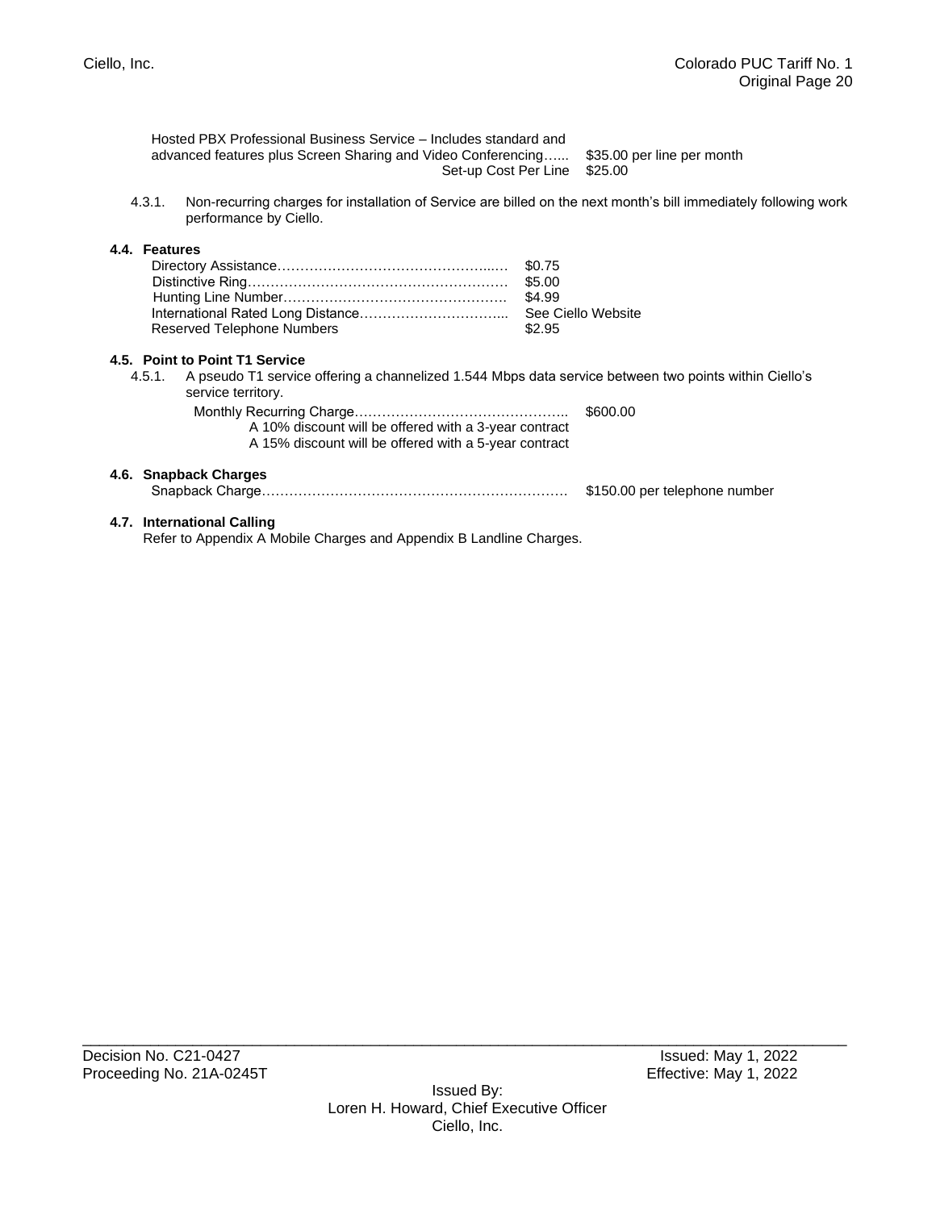Hosted PBX Professional Business Service – Includes standard and advanced features plus Screen Sharing and Video Conferencing…... $35.00 per line per month
Set-up Cost Per Line $25.00

4.3.1. Non-recurring charges for installation of Service are billed on the next month's bill immediately following work performance by Ciello.

**4.4. Features**

| | |
|---|---|
| Directory Assistance…………………………………………...… | $0.75 |
| Distinctive Ring………………………………………………… | $5.00 |
| Hunting Line Number…………………………………………. | $4.99 |
| International Rated Long Distance…………………………... | See Ciello Website |
| Reserved Telephone Numbers | $2.95 |

**4.5. Point to Point T1 Service**

4.5.1. A pseudo T1 service offering a channelized 1.544 Mbps data service between two points within Ciello's service territory.

Monthly Recurring Charge……………………………………….. $600.00

A 10% discount will be offered with a 3-year contract
A 15% discount will be offered with a 5-year contract

**4.6. Snapback Charges**

Snapback Charge…………………………………………………………. $150.00 per telephone number

**4.7. International Calling**

Refer to Appendix A Mobile Charges and Appendix B Landline Charges.

Decision No. C21-0427
Proceeding No. 21A-0245T

Issued: May 1, 2022
Effective: May 1, 2022

Issued By:
Loren H. Howard, Chief Executive Officer
Ciello, Inc.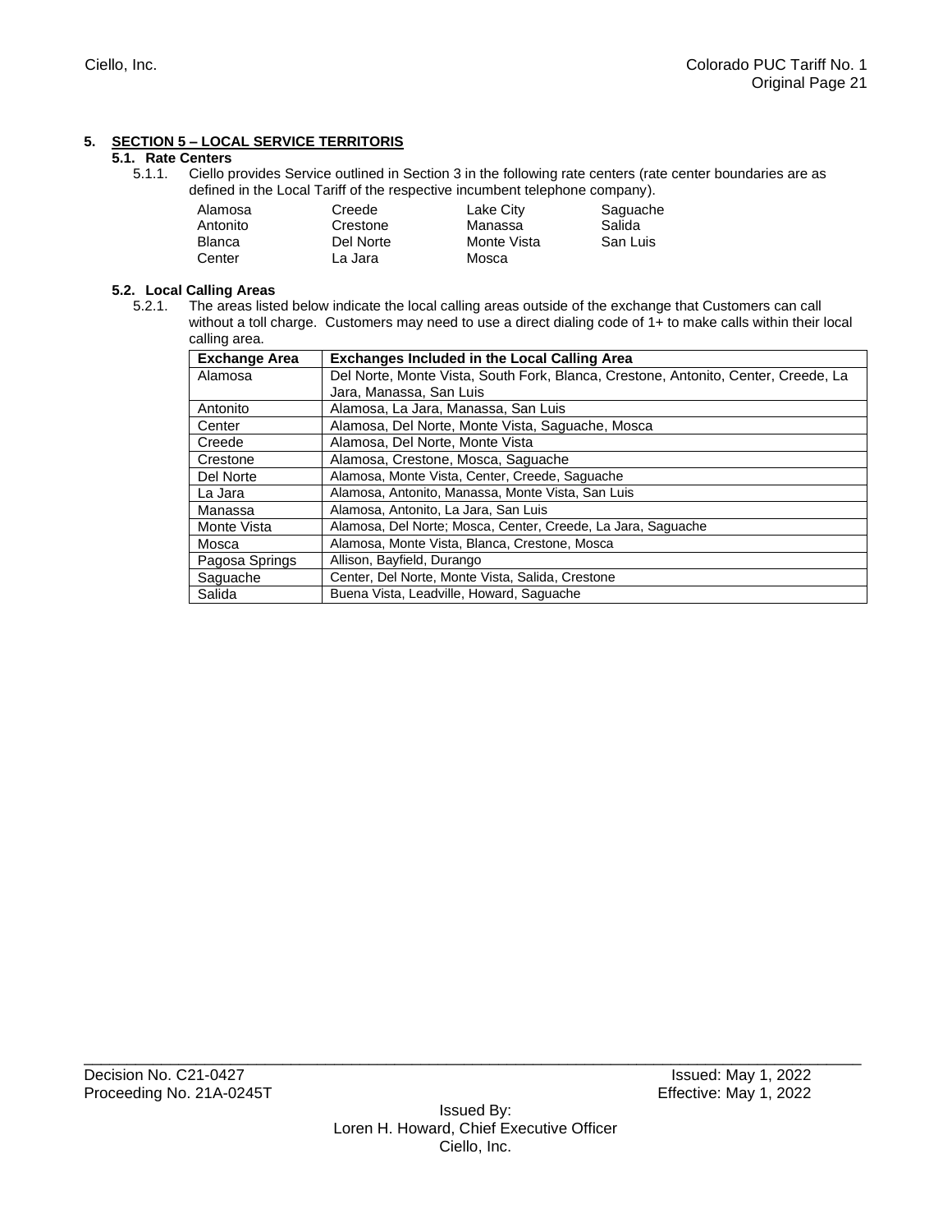# 5. SECTION 5 – LOCAL SERVICE TERRITORIS

## 5.1. Rate Centers

5.1.1. Ciello provides Service outlined in Section 3 in the following rate centers (rate center boundaries are as defined in the Local Tariff of the respective incumbent telephone company).

| | | | |
|---|---|---|---|
| Alamosa | Creede | Lake City | Saguache |
| Antonito | Crestone | Manassa | Salida |
| Blanca | Del Norte | Monte Vista | San Luis |
| Center | La Jara | Mosca | |

## 5.2. Local Calling Areas

5.2.1. The areas listed below indicate the local calling areas outside of the exchange that Customers can call without a toll charge. Customers may need to use a direct dialing code of 1+ to make calls within their local calling area.

| Exchange Area | Exchanges Included in the Local Calling Area |
|---|---|
| Alamosa | Del Norte, Monte Vista, South Fork, Blanca, Crestone, Antonito, Center, Creede, La Jara, Manassa, San Luis |
| Antonito | Alamosa, La Jara, Manassa, San Luis |
| Center | Alamosa, Del Norte, Monte Vista, Saguache, Mosca |
| Creede | Alamosa, Del Norte, Monte Vista |
| Crestone | Alamosa, Crestone, Mosca, Saguache |
| Del Norte | Alamosa, Monte Vista, Center, Creede, Saguache |
| La Jara | Alamosa, Antonito, Manassa, Monte Vista, San Luis |
| Manassa | Alamosa, Antonito, La Jara, San Luis |
| Monte Vista | Alamosa, Del Norte; Mosca, Center, Creede, La Jara, Saguache |
| Mosca | Alamosa, Monte Vista, Blanca, Crestone, Mosca |
| Pagosa Springs | Allison, Bayfield, Durango |
| Saguache | Center, Del Norte, Monte Vista, Salida, Crestone |
| Salida | Buena Vista, Leadville, Howard, Saguache |